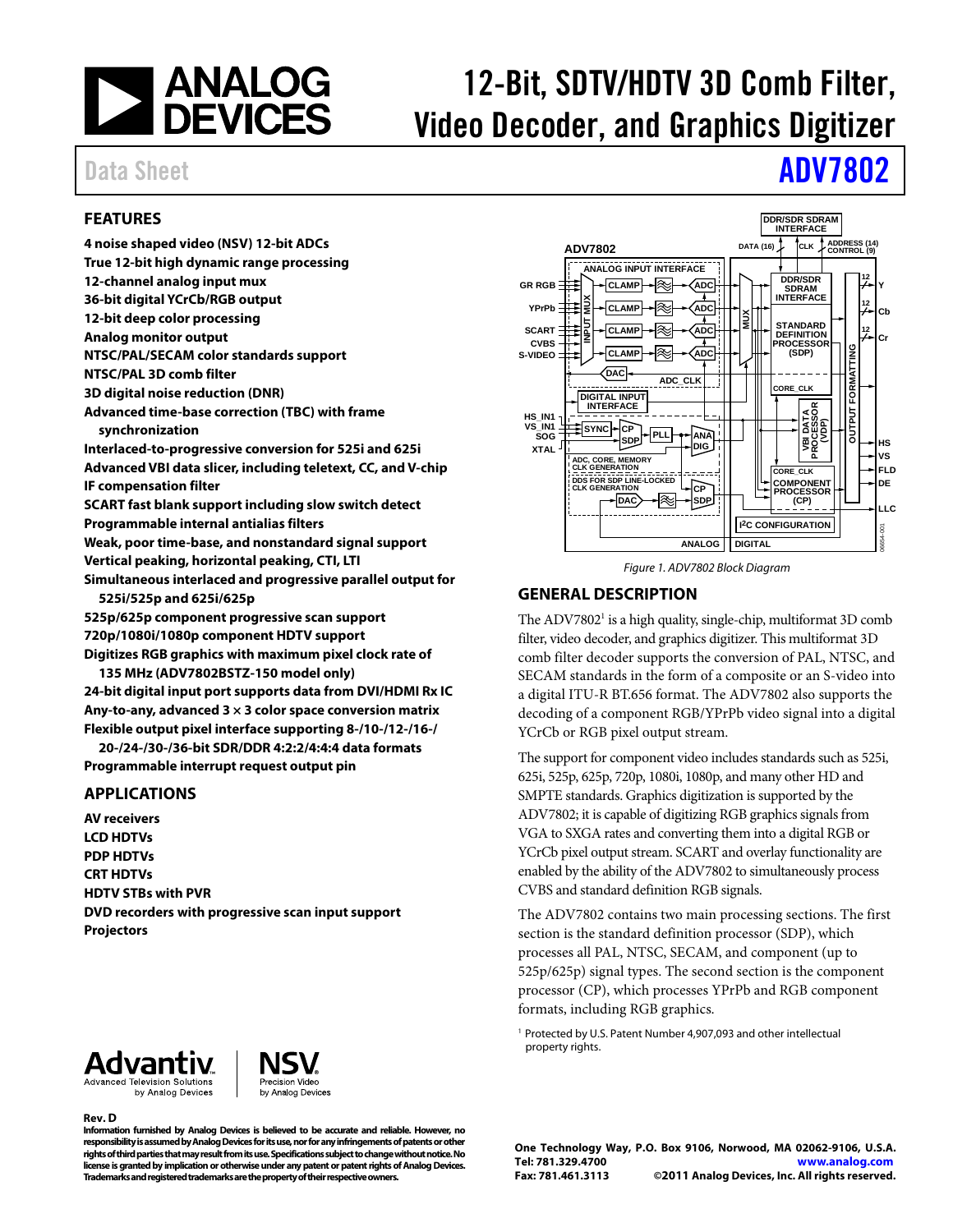# 12-Bit, SDTV/HDTV 3D Comb Filter, Video Decoder, and Graphics Digitizer

Data Sheet

# ADV7802

## FEATURES

**4 noise shaped video (NSV) 12-bit ADCs**
**True 12-bit high dynamic range processing**
**12-channel analog input mux**
**36-bit digital YCrCb/RGB output**
**12-bit deep color processing**
**Analog monitor output**
**NTSC/PAL/SECAM color standards support**
**NTSC/PAL 3D comb filter**
**3D digital noise reduction (DNR)**
**Advanced time-base correction (TBC) with frame synchronization**
**Interlaced-to-progressive conversion for 525i and 625i**
**Advanced VBI data slicer, including teletext, CC, and V-chip**
**IF compensation filter**
**SCART fast blank support including slow switch detect**
**Programmable internal antialias filters**
**Weak, poor time-base, and nonstandard signal support**
**Vertical peaking, horizontal peaking, CTI, LTI**
**Simultaneous interlaced and progressive parallel output for 525i/525p and 625i/625p**
**525p/625p component progressive scan support**
**720p/1080i/1080p component HDTV support**
**Digitizes RGB graphics with maximum pixel clock rate of 135 MHz (ADV7802BSTZ-150 model only)**
**24-bit digital input port supports data from DVI/HDMI Rx IC**
**Any-to-any, advanced 3 × 3 color space conversion matrix**
**Flexible output pixel interface supporting 8-/10-/12-/16-/20-/24-/30-/36-bit SDR/DDR 4:2:2/4:4:4 data formats**
**Programmable interrupt request output pin**

## APPLICATIONS

**AV receivers**
**LCD HDTVs**
**PDP HDTVs**
**CRT HDTVs**
**HDTV STBs with PVR**
**DVD recorders with progressive scan input support**
**Projectors**

*Figure 1. ADV7802 Block Diagram*

## GENERAL DESCRIPTION

The ADV7802[1] is a high quality, single-chip, multiformat 3D comb filter, video decoder, and graphics digitizer. This multiformat 3D comb filter decoder supports the conversion of PAL, NTSC, and SECAM standards in the form of a composite or an S-video into a digital ITU-R BT.656 format. The ADV7802 also supports the decoding of a component RGB/YPrPb video signal into a digital YCrCb or RGB pixel output stream.

The support for component video includes standards such as 525i, 625i, 525p, 625p, 720p, 1080i, 1080p, and many other HD and SMPTE standards. Graphics digitization is supported by the ADV7802; it is capable of digitizing RGB graphics signals from VGA to SXGA rates and converting them into a digital RGB or YCrCb pixel output stream. SCART and overlay functionality are enabled by the ability of the ADV7802 to simultaneously process CVBS and standard definition RGB signals.

The ADV7802 contains two main processing sections. The first section is the standard definition processor (SDP), which processes all PAL, NTSC, SECAM, and component (up to 525p/625p) signal types. The second section is the component processor (CP), which processes YPrPb and RGB component formats, including RGB graphics.

[1] Protected by U.S. Patent Number 4,907,093 and other intellectual property rights.

Rev. D

Information furnished by Analog Devices is believed to be accurate and reliable. However, no responsibility is assumed by Analog Devices for its use, nor for any infringements of patents or other rights of third parties that may result from its use. Specifications subject to change without notice. No license is granted by implication or otherwise under any patent or patent rights of Analog Devices. Trademarks and registered trademarks are the property of their respective owners.

One Technology Way, P.O. Box 9106, Norwood, MA 02062-9106, U.S.A.
Tel: 781.329.4700 www.analog.com
Fax: 781.461.3113 ©2011 Analog Devices, Inc. All rights reserved.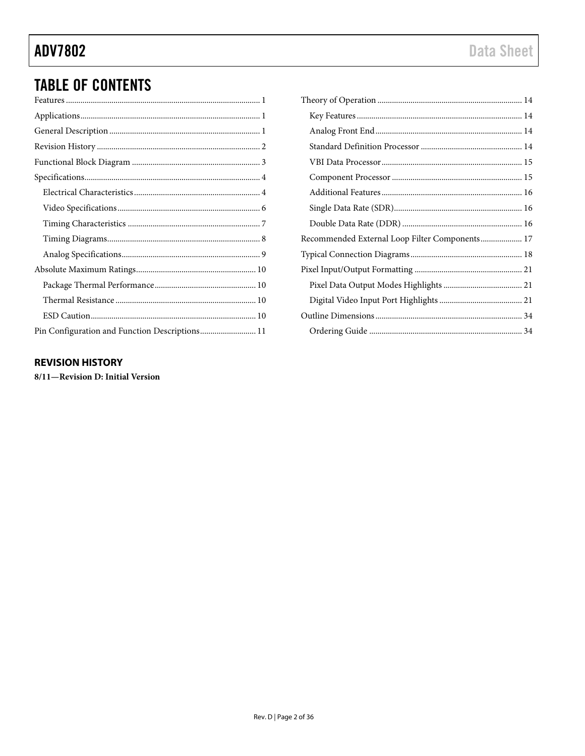## TABLE OF CONTENTS

Features ..... 1
Applications ..... 1
General Description ..... 1
Revision History ..... 2
Functional Block Diagram ..... 3
Specifications ..... 4
  Electrical Characteristics ..... 4
  Video Specifications ..... 6
  Timing Characteristics ..... 7
  Timing Diagrams ..... 8
  Analog Specifications ..... 9
Absolute Maximum Ratings ..... 10
  Package Thermal Performance ..... 10
  Thermal Resistance ..... 10
  ESD Caution ..... 10
Pin Configuration and Function Descriptions ..... 11
Theory of Operation ..... 14
  Key Features ..... 14
  Analog Front End ..... 14
  Standard Definition Processor ..... 14
  VBI Data Processor ..... 15
  Component Processor ..... 15
  Additional Features ..... 16
  Single Data Rate (SDR) ..... 16
  Double Data Rate (DDR) ..... 16
Recommended External Loop Filter Components ..... 17
Typical Connection Diagrams ..... 18
Pixel Input/Output Formatting ..... 21
  Pixel Data Output Modes Highlights ..... 21
  Digital Video Input Port Highlights ..... 21
Outline Dimensions ..... 34
  Ordering Guide ..... 34

## REVISION HISTORY

**8/11—Revision D: Initial Version**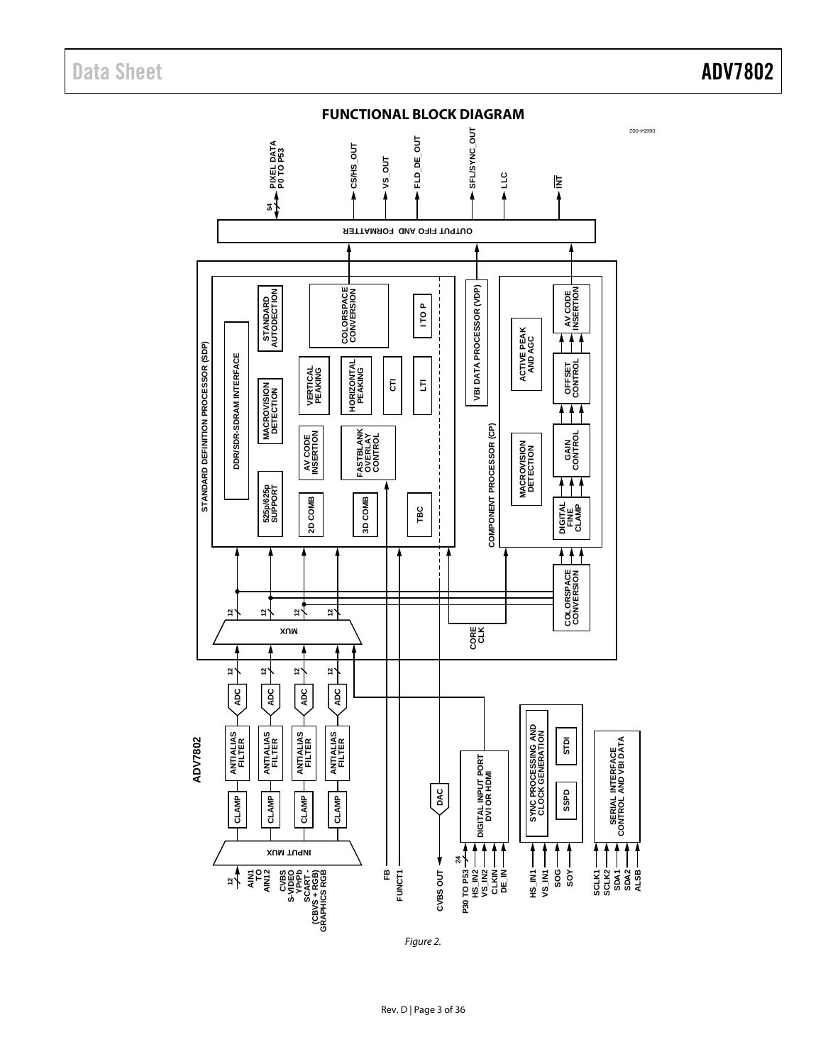## FUNCTIONAL BLOCK DIAGRAM

Figure 2.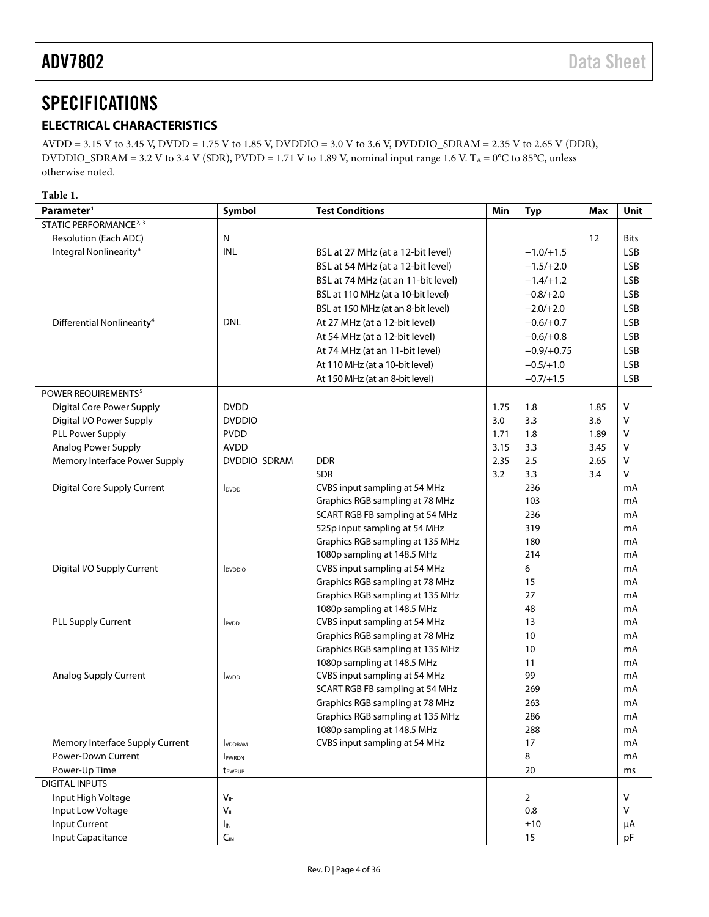# SPECIFICATIONS

## ELECTRICAL CHARACTERISTICS

AVDD = 3.15 V to 3.45 V, DVDD = 1.75 V to 1.85 V, DVDDIO = 3.0 V to 3.6 V, DVDDIO_SDRAM = 2.35 V to 2.65 V (DDR), DVDDIO_SDRAM = 3.2 V to 3.4 V (SDR), PVDD = 1.71 V to 1.89 V, nominal input range 1.6 V. $T_A$ = 0°C to 85°C, unless otherwise noted.

**Table 1.**

| Parameter[1] | Symbol | Test Conditions | Min | Typ | Max | Unit |
|---|---|---|---|---|---|---|
| STATIC PERFORMANCE[2, 3] | | | | | | |
| Resolution (Each ADC) | N | | | | 12 | Bits |
| Integral Nonlinearity[4] | INL | BSL at 27 MHz (at a 12-bit level) | | −1.0/+1.5 | | LSB |
| | | BSL at 54 MHz (at a 12-bit level) | | −1.5/+2.0 | | LSB |
| | | BSL at 74 MHz (at an 11-bit level) | | −1.4/+1.2 | | LSB |
| | | BSL at 110 MHz (at a 10-bit level) | | −0.8/+2.0 | | LSB |
| | | BSL at 150 MHz (at an 8-bit level) | | −2.0/+2.0 | | LSB |
| Differential Nonlinearity[4] | DNL | At 27 MHz (at a 12-bit level) | | −0.6/+0.7 | | LSB |
| | | At 54 MHz (at a 12-bit level) | | −0.6/+0.8 | | LSB |
| | | At 74 MHz (at an 11-bit level) | | −0.9/+0.75 | | LSB |
| | | At 110 MHz (at a 10-bit level) | | −0.5/+1.0 | | LSB |
| | | At 150 MHz (at an 8-bit level) | | −0.7/+1.5 | | LSB |
| POWER REQUIREMENTS[5] | | | | | | |
| Digital Core Power Supply | DVDD | | 1.75 | 1.8 | 1.85 | V |
| Digital I/O Power Supply | DVDDIO | | 3.0 | 3.3 | 3.6 | V |
| PLL Power Supply | PVDD | | 1.71 | 1.8 | 1.89 | V |
| Analog Power Supply | AVDD | | 3.15 | 3.3 | 3.45 | V |
| Memory Interface Power Supply | DVDDIO_SDRAM | DDR | 2.35 | 2.5 | 2.65 | V |
| | | SDR | 3.2 | 3.3 | 3.4 | V |
| Digital Core Supply Current | $I_{DVDD}$ | CVBS input sampling at 54 MHz | | 236 | | mA |
| | | Graphics RGB sampling at 78 MHz | | 103 | | mA |
| | | SCART RGB FB sampling at 54 MHz | | 236 | | mA |
| | | 525p input sampling at 54 MHz | | 319 | | mA |
| | | Graphics RGB sampling at 135 MHz | | 180 | | mA |
| | | 1080p sampling at 148.5 MHz | | 214 | | mA |
| Digital I/O Supply Current | $I_{DVDDIO}$ | CVBS input sampling at 54 MHz | | 6 | | mA |
| | | Graphics RGB sampling at 78 MHz | | 15 | | mA |
| | | Graphics RGB sampling at 135 MHz | | 27 | | mA |
| | | 1080p sampling at 148.5 MHz | | 48 | | mA |
| PLL Supply Current | $I_{PVDD}$ | CVBS input sampling at 54 MHz | | 13 | | mA |
| | | Graphics RGB sampling at 78 MHz | | 10 | | mA |
| | | Graphics RGB sampling at 135 MHz | | 10 | | mA |
| | | 1080p sampling at 148.5 MHz | | 11 | | mA |
| Analog Supply Current | $I_{AVDD}$ | CVBS input sampling at 54 MHz | | 99 | | mA |
| | | SCART RGB FB sampling at 54 MHz | | 269 | | mA |
| | | Graphics RGB sampling at 78 MHz | | 263 | | mA |
| | | Graphics RGB sampling at 135 MHz | | 286 | | mA |
| | | 1080p sampling at 148.5 MHz | | 288 | | mA |
| Memory Interface Supply Current | $I_{VDDRAM}$ | CVBS input sampling at 54 MHz | | 17 | | mA |
| Power-Down Current | $I_{PWRDN}$ | | | 8 | | mA |
| Power-Up Time | $t_{PWRUP}$ | | | 20 | | ms |
| DIGITAL INPUTS | | | | | | |
| Input High Voltage | $V_{IH}$ | | | 2 | | V |
| Input Low Voltage | $V_{IL}$ | | | 0.8 | | V |
| Input Current | $I_{IN}$ | | | ±10 | | μA |
| Input Capacitance | $C_{IN}$ | | | 15 | | pF |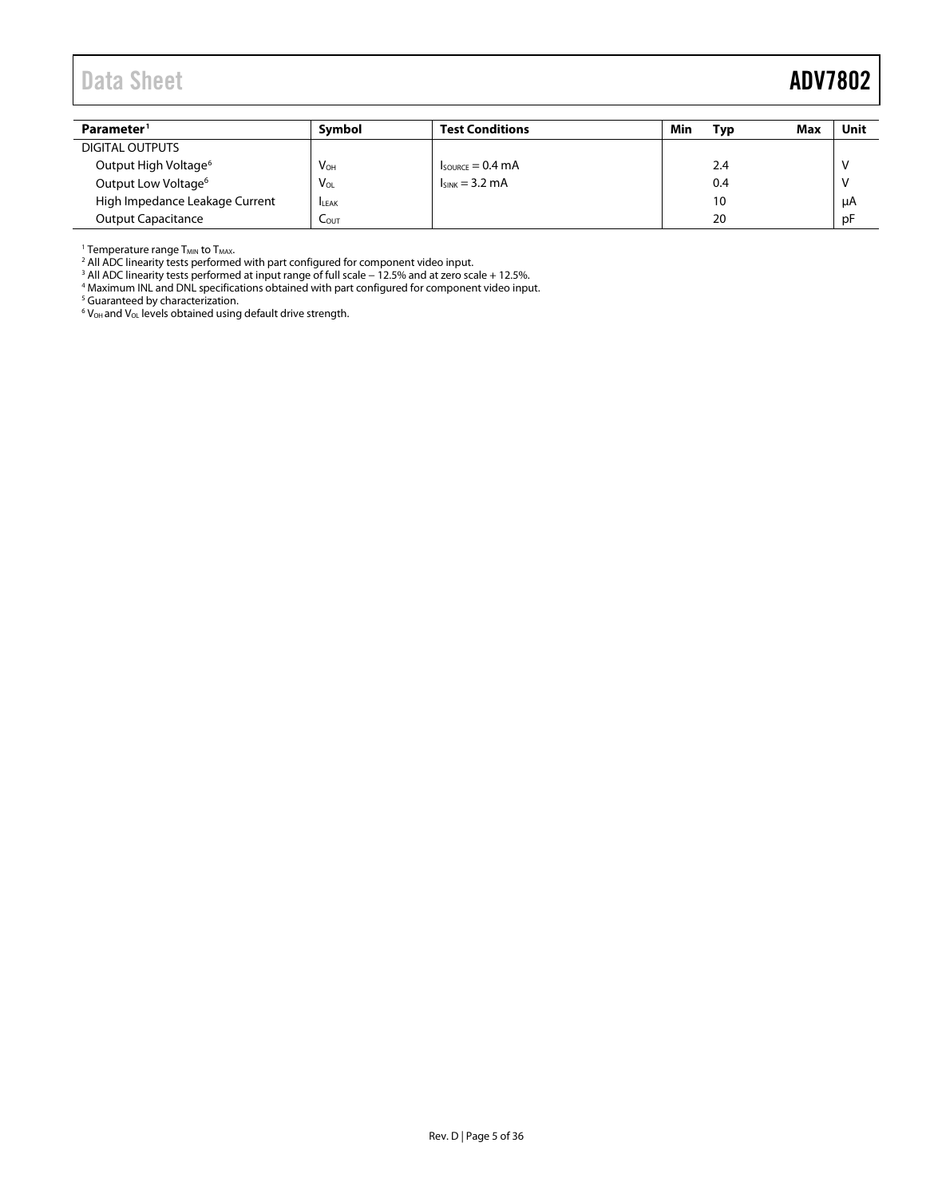| Parameter[1] | Symbol | Test Conditions | Min | Typ | Max | Unit |
|---|---|---|---|---|---|---|
| DIGITAL OUTPUTS | | | | | | |
| Output High Voltage[6] | $V_{OH}$ | $I_{SOURCE}$ = 0.4 mA | | 2.4 | | V |
| Output Low Voltage[6] | $V_{OL}$ | $I_{SINK}$ = 3.2 mA | | 0.4 | | V |
| High Impedance Leakage Current | $I_{LEAK}$ | | | 10 | | μA |
| Output Capacitance | $C_{OUT}$ | | | 20 | | pF |

[1] Temperature range $T_{MIN}$ to $T_{MAX}$.
[2] All ADC linearity tests performed with part configured for component video input.
[3] All ADC linearity tests performed at input range of full scale − 12.5% and at zero scale + 12.5%.
[4] Maximum INL and DNL specifications obtained with part configured for component video input.
[5] Guaranteed by characterization.
[6] $V_{OH}$ and $V_{OL}$ levels obtained using default drive strength.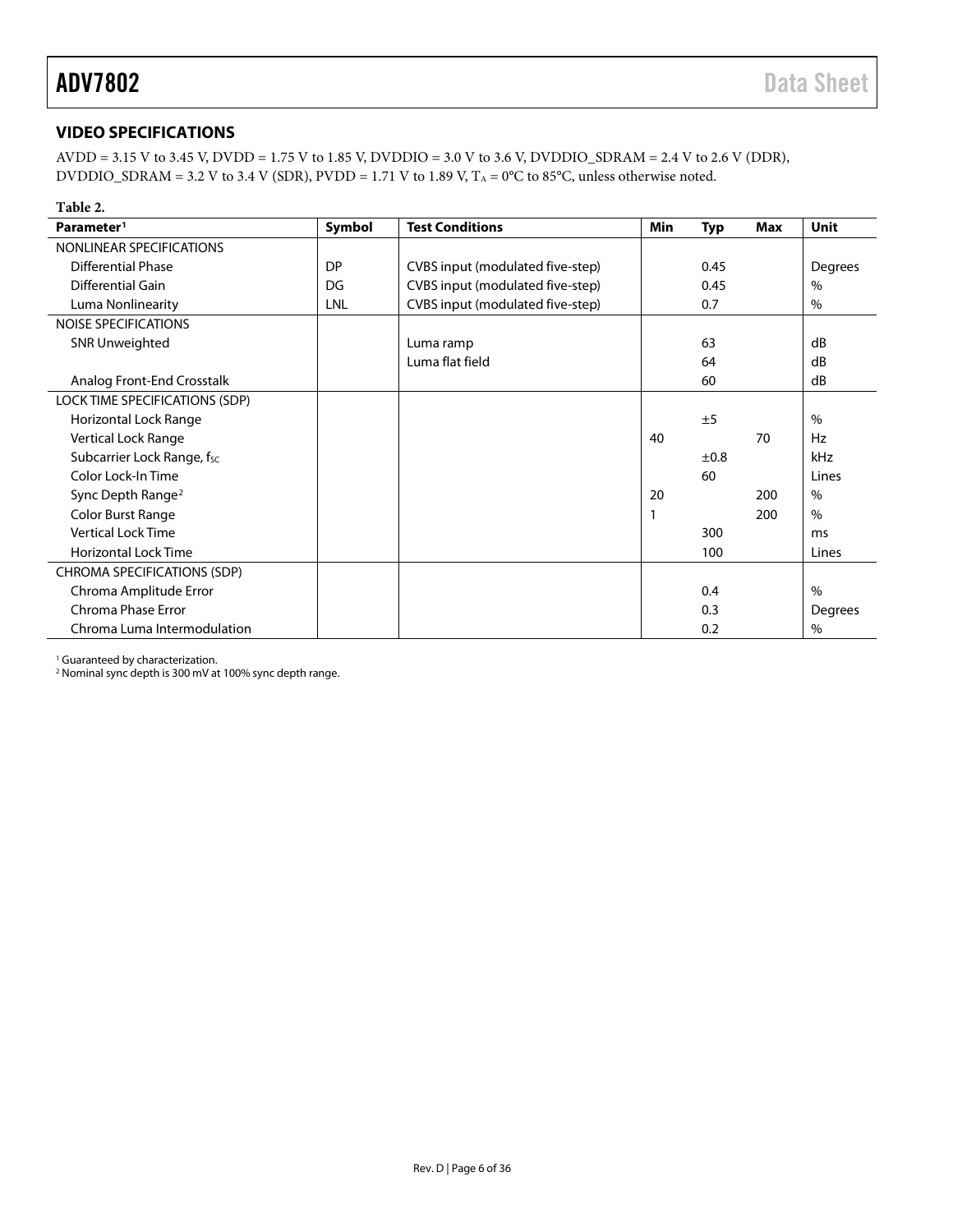## VIDEO SPECIFICATIONS

AVDD = 3.15 V to 3.45 V, DVDD = 1.75 V to 1.85 V, DVDDIO = 3.0 V to 3.6 V, DVDDIO_SDRAM = 2.4 V to 2.6 V (DDR), DVDDIO_SDRAM = 3.2 V to 3.4 V (SDR), PVDD = 1.71 V to 1.89 V, $T_A$ = 0°C to 85°C, unless otherwise noted.

**Table 2.**

| Parameter[1] | Symbol | Test Conditions | Min | Typ | Max | Unit |
|---|---|---|---|---|---|---|
| NONLINEAR SPECIFICATIONS | | | | | | |
| Differential Phase | DP | CVBS input (modulated five-step) | | 0.45 | | Degrees |
| Differential Gain | DG | CVBS input (modulated five-step) | | 0.45 | | % |
| Luma Nonlinearity | LNL | CVBS input (modulated five-step) | | 0.7 | | % |
| NOISE SPECIFICATIONS | | | | | | |
| SNR Unweighted | | Luma ramp | | 63 | | dB |
| | | Luma flat field | | 64 | | dB |
| Analog Front-End Crosstalk | | | | 60 | | dB |
| LOCK TIME SPECIFICATIONS (SDP) | | | | | | |
| Horizontal Lock Range | | | | ±5 | | % |
| Vertical Lock Range | | | 40 | | 70 | Hz |
| Subcarrier Lock Range, $f_{SC}$ | | | | ±0.8 | | kHz |
| Color Lock-In Time | | | | 60 | | Lines |
| Sync Depth Range[2] | | | 20 | | 200 | % |
| Color Burst Range | | | 1 | | 200 | % |
| Vertical Lock Time | | | | 300 | | ms |
| Horizontal Lock Time | | | | 100 | | Lines |
| CHROMA SPECIFICATIONS (SDP) | | | | | | |
| Chroma Amplitude Error | | | | 0.4 | | % |
| Chroma Phase Error | | | | 0.3 | | Degrees |
| Chroma Luma Intermodulation | | | | 0.2 | | % |

[1] Guaranteed by characterization.
[2] Nominal sync depth is 300 mV at 100% sync depth range.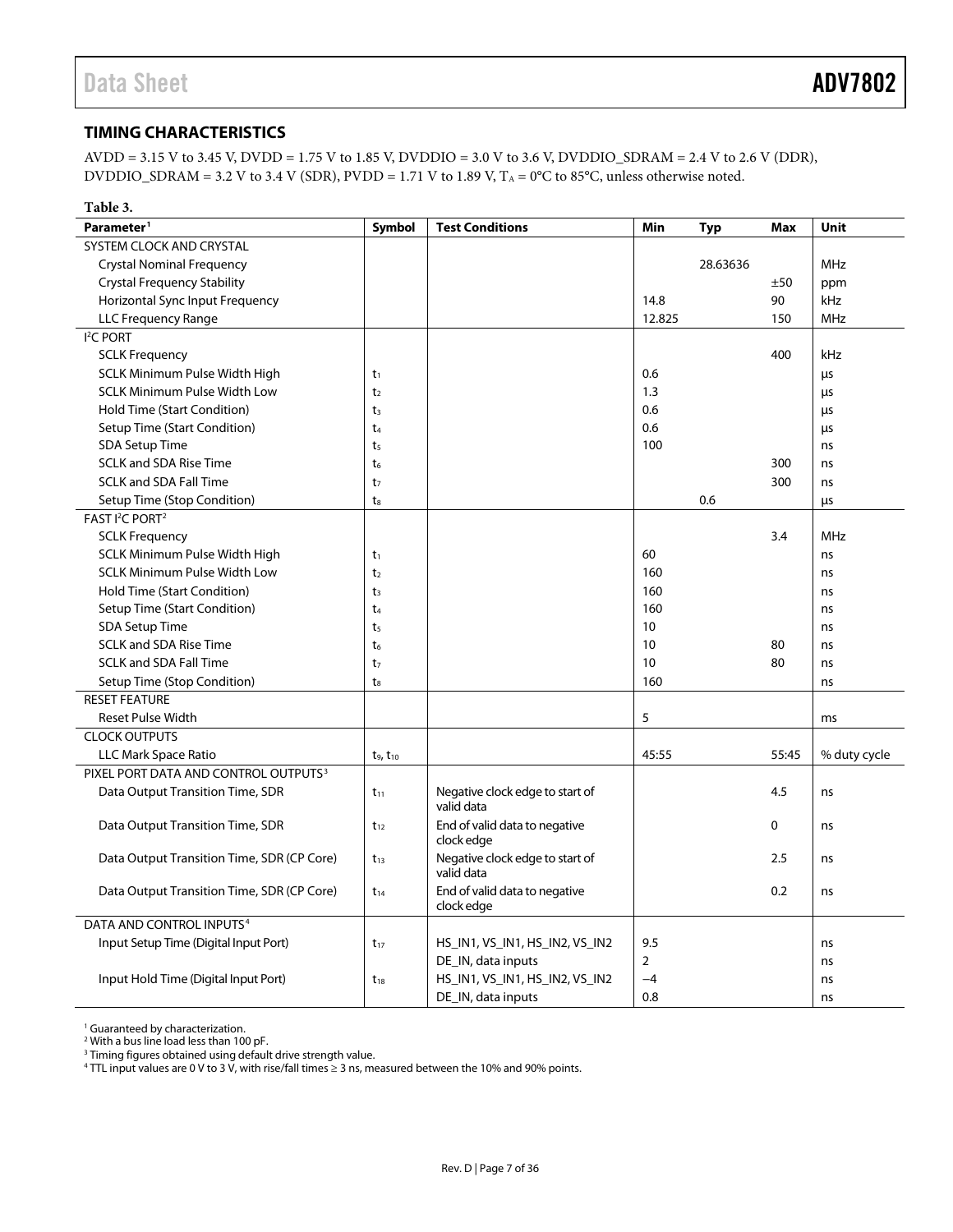## TIMING CHARACTERISTICS

AVDD = 3.15 V to 3.45 V, DVDD = 1.75 V to 1.85 V, DVDDIO = 3.0 V to 3.6 V, DVDDIO_SDRAM = 2.4 V to 2.6 V (DDR), DVDDIO_SDRAM = 3.2 V to 3.4 V (SDR), PVDD = 1.71 V to 1.89 V, $T_A$ = 0°C to 85°C, unless otherwise noted.

**Table 3.**

| Parameter[1] | Symbol | Test Conditions | Min | Typ | Max | Unit |
|---|---|---|---|---|---|---|
| SYSTEM CLOCK AND CRYSTAL | | | | | | |
| Crystal Nominal Frequency | | | | 28.63636 | | MHz |
| Crystal Frequency Stability | | | | | ±50 | ppm |
| Horizontal Sync Input Frequency | | | 14.8 | | 90 | kHz |
| LLC Frequency Range | | | 12.825 | | 150 | MHz |
| I²C PORT | | | | | | |
| SCLK Frequency | | | | | 400 | kHz |
| SCLK Minimum Pulse Width High | $t_1$ | | 0.6 | | | μs |
| SCLK Minimum Pulse Width Low | $t_2$ | | 1.3 | | | μs |
| Hold Time (Start Condition) | $t_3$ | | 0.6 | | | μs |
| Setup Time (Start Condition) | $t_4$ | | 0.6 | | | μs |
| SDA Setup Time | $t_5$ | | 100 | | | ns |
| SCLK and SDA Rise Time | $t_6$ | | | | 300 | ns |
| SCLK and SDA Fall Time | $t_7$ | | | | 300 | ns |
| Setup Time (Stop Condition) | $t_8$ | | | 0.6 | | μs |
| FAST I²C PORT[2] | | | | | | |
| SCLK Frequency | | | | | 3.4 | MHz |
| SCLK Minimum Pulse Width High | $t_1$ | | 60 | | | ns |
| SCLK Minimum Pulse Width Low | $t_2$ | | 160 | | | ns |
| Hold Time (Start Condition) | $t_3$ | | 160 | | | ns |
| Setup Time (Start Condition) | $t_4$ | | 160 | | | ns |
| SDA Setup Time | $t_5$ | | 10 | | | ns |
| SCLK and SDA Rise Time | $t_6$ | | 10 | | 80 | ns |
| SCLK and SDA Fall Time | $t_7$ | | 10 | | 80 | ns |
| Setup Time (Stop Condition) | $t_8$ | | 160 | | | ns |
| RESET FEATURE | | | | | | |
| Reset Pulse Width | | | 5 | | | ms |
| CLOCK OUTPUTS | | | | | | |
| LLC Mark Space Ratio | $t_9$, $t_{10}$ | | 45:55 | | 55:45 | % duty cycle |
| PIXEL PORT DATA AND CONTROL OUTPUTS[3] | | | | | | |
| Data Output Transition Time, SDR | $t_{11}$ | Negative clock edge to start of valid data | | | 4.5 | ns |
| Data Output Transition Time, SDR | $t_{12}$ | End of valid data to negative clock edge | | | 0 | ns |
| Data Output Transition Time, SDR (CP Core) | $t_{13}$ | Negative clock edge to start of valid data | | | 2.5 | ns |
| Data Output Transition Time, SDR (CP Core) | $t_{14}$ | End of valid data to negative clock edge | | | 0.2 | ns |
| DATA AND CONTROL INPUTS[4] | | | | | | |
| Input Setup Time (Digital Input Port) | $t_{17}$ | HS_IN1, VS_IN1, HS_IN2, VS_IN2 | 9.5 | | | ns |
| | | DE_IN, data inputs | 2 | | | ns |
| Input Hold Time (Digital Input Port) | $t_{18}$ | HS_IN1, VS_IN1, HS_IN2, VS_IN2 | −4 | | | ns |
| | | DE_IN, data inputs | 0.8 | | | ns |

[1] Guaranteed by characterization.
[2] With a bus line load less than 100 pF.
[3] Timing figures obtained using default drive strength value.
[4] TTL input values are 0 V to 3 V, with rise/fall times ≥ 3 ns, measured between the 10% and 90% points.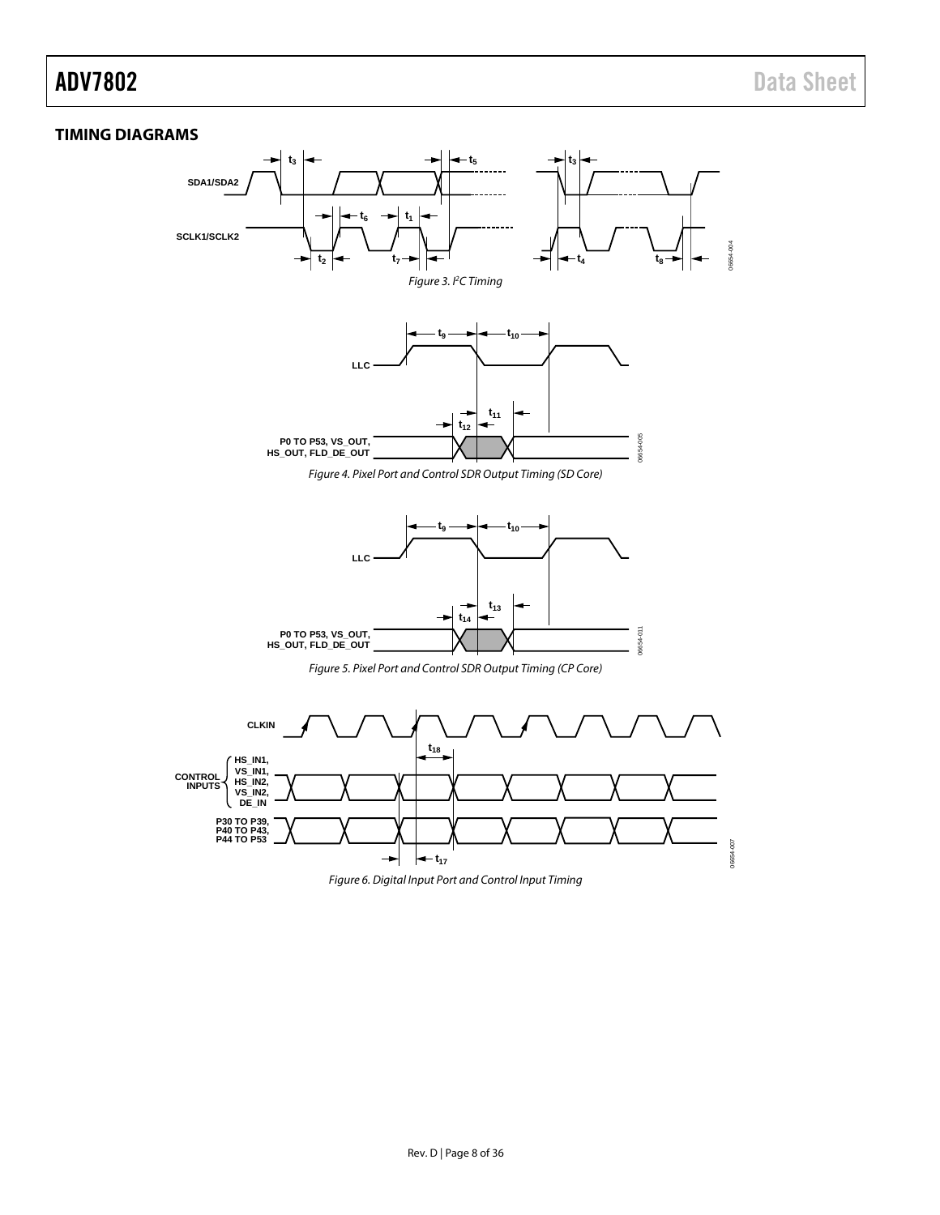## TIMING DIAGRAMS

Figure 3. I²C Timing

Figure 4. Pixel Port and Control SDR Output Timing (SD Core)

Figure 5. Pixel Port and Control SDR Output Timing (CP Core)

Figure 6. Digital Input Port and Control Input Timing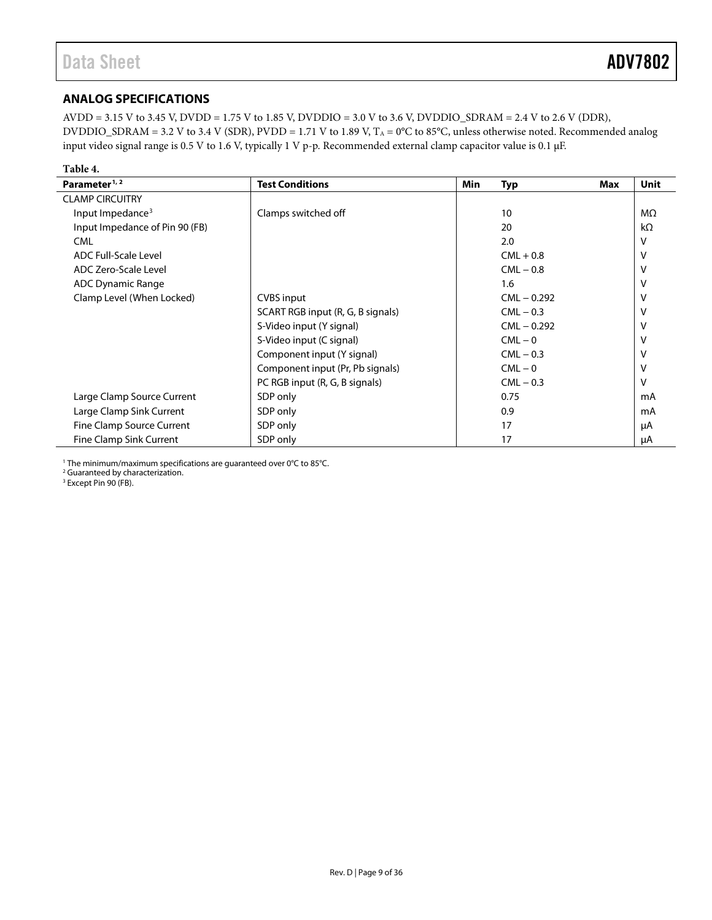## ANALOG SPECIFICATIONS

AVDD = 3.15 V to 3.45 V, DVDD = 1.75 V to 1.85 V, DVDDIO = 3.0 V to 3.6 V, DVDDIO_SDRAM = 2.4 V to 2.6 V (DDR), DVDDIO_SDRAM = 3.2 V to 3.4 V (SDR), PVDD = 1.71 V to 1.89 V, $T_A$ = 0°C to 85°C, unless otherwise noted. Recommended analog input video signal range is 0.5 V to 1.6 V, typically 1 V p-p. Recommended external clamp capacitor value is 0.1 µF.

**Table 4.**

| Parameter[1, 2] | Test Conditions | Min | Typ | Max | Unit |
|---|---|---|---|---|---|
| CLAMP CIRCUITRY | | | | | |
| Input Impedance[3] | Clamps switched off | | 10 | | MΩ |
| Input Impedance of Pin 90 (FB) | | | 20 | | kΩ |
| CML | | | 2.0 | | V |
| ADC Full-Scale Level | | | CML + 0.8 | | V |
| ADC Zero-Scale Level | | | CML − 0.8 | | V |
| ADC Dynamic Range | | | 1.6 | | V |
| Clamp Level (When Locked) | CVBS input | | CML − 0.292 | | V |
| | SCART RGB input (R, G, B signals) | | CML − 0.3 | | V |
| | S-Video input (Y signal) | | CML − 0.292 | | V |
| | S-Video input (C signal) | | CML − 0 | | V |
| | Component input (Y signal) | | CML − 0.3 | | V |
| | Component input (Pr, Pb signals) | | CML − 0 | | V |
| | PC RGB input (R, G, B signals) | | CML − 0.3 | | V |
| Large Clamp Source Current | SDP only | | 0.75 | | mA |
| Large Clamp Sink Current | SDP only | | 0.9 | | mA |
| Fine Clamp Source Current | SDP only | | 17 | | µA |
| Fine Clamp Sink Current | SDP only | | 17 | | µA |

[1] The minimum/maximum specifications are guaranteed over 0°C to 85°C.
[2] Guaranteed by characterization.
[3] Except Pin 90 (FB).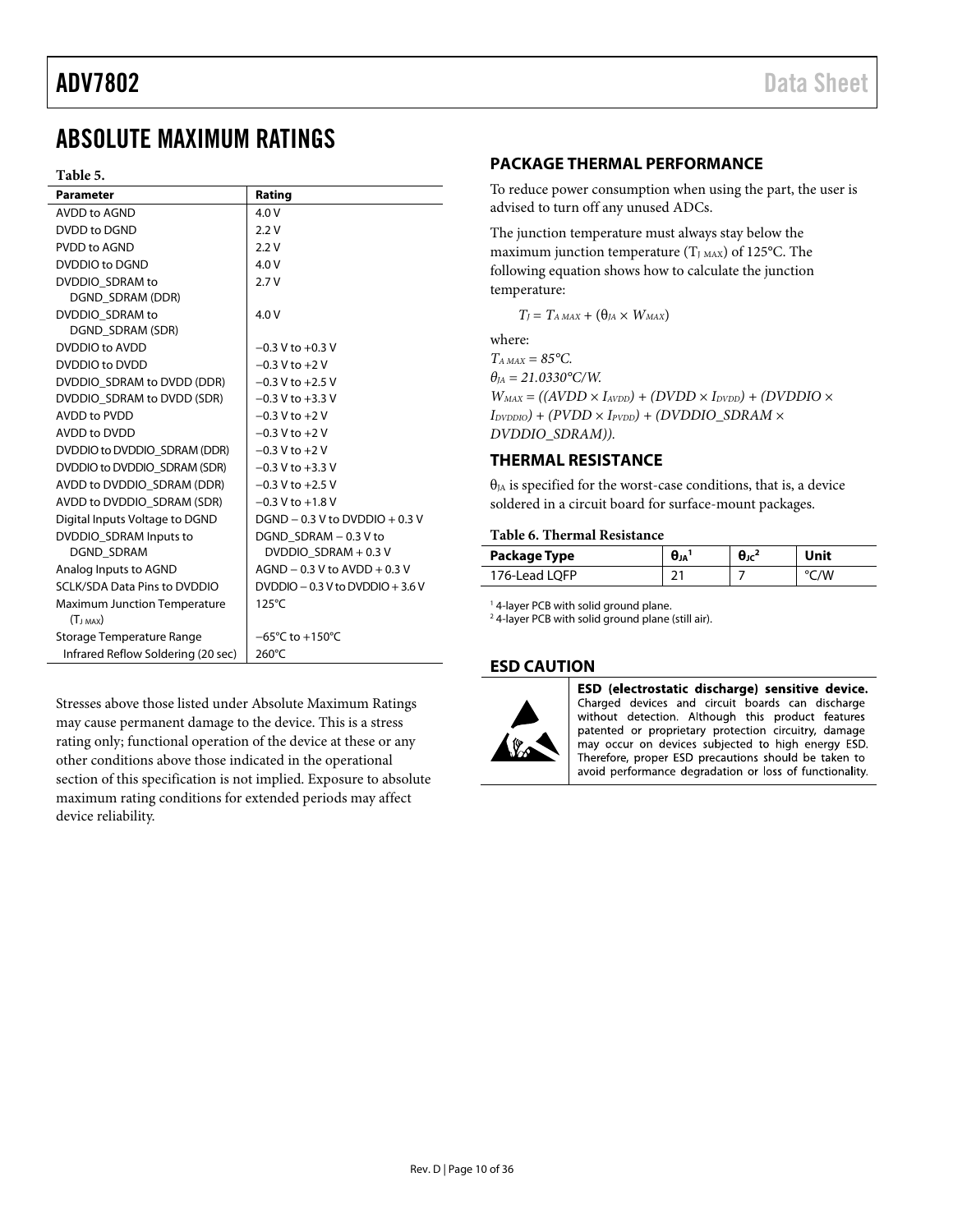# ABSOLUTE MAXIMUM RATINGS

**Table 5.**

| Parameter | Rating |
|---|---|
| AVDD to AGND | 4.0 V |
| DVDD to DGND | 2.2 V |
| PVDD to AGND | 2.2 V |
| DVDDIO to DGND | 4.0 V |
| DVDDIO_SDRAM to DGND_SDRAM (DDR) | 2.7 V |
| DVDDIO_SDRAM to DGND_SDRAM (SDR) | 4.0 V |
| DVDDIO to AVDD | −0.3 V to +0.3 V |
| DVDDIO to DVDD | −0.3 V to +2 V |
| DVDDIO_SDRAM to DVDD (DDR) | −0.3 V to +2.5 V |
| DVDDIO_SDRAM to DVDD (SDR) | −0.3 V to +3.3 V |
| AVDD to PVDD | −0.3 V to +2 V |
| AVDD to DVDD | −0.3 V to +2 V |
| DVDDIO to DVDDIO_SDRAM (DDR) | −0.3 V to +2 V |
| DVDDIO to DVDDIO_SDRAM (SDR) | −0.3 V to +3.3 V |
| AVDD to DVDDIO_SDRAM (DDR) | −0.3 V to +2.5 V |
| AVDD to DVDDIO_SDRAM (SDR) | −0.3 V to +1.8 V |
| Digital Inputs Voltage to DGND | DGND − 0.3 V to DVDDIO + 0.3 V |
| DVDDIO_SDRAM Inputs to DGND_SDRAM | DGND_SDRAM − 0.3 V to DVDDIO_SDRAM + 0.3 V |
| Analog Inputs to AGND | AGND − 0.3 V to AVDD + 0.3 V |
| SCLK/SDA Data Pins to DVDDIO | DVDDIO − 0.3 V to DVDDIO + 3.6 V |
| Maximum Junction Temperature ($T_{J\ MAX}$) | 125°C |
| Storage Temperature Range | −65°C to +150°C |
| Infrared Reflow Soldering (20 sec) | 260°C |

Stresses above those listed under Absolute Maximum Ratings may cause permanent damage to the device. This is a stress rating only; functional operation of the device at these or any other conditions above those indicated in the operational section of this specification is not implied. Exposure to absolute maximum rating conditions for extended periods may affect device reliability.

## PACKAGE THERMAL PERFORMANCE

To reduce power consumption when using the part, the user is advised to turn off any unused ADCs.

The junction temperature must always stay below the maximum junction temperature ($T_{J\ MAX}$) of 125°C. The following equation shows how to calculate the junction temperature:

$$T_J = T_{A\ MAX} + (\theta_{JA} \times W_{MAX})$$

where:

$T_{A\ MAX} = 85°C$.

$\theta_{JA} = 21.0330°C/W$.

$W_{MAX} = ((AVDD \times I_{AVDD}) + (DVDD \times I_{DVDD}) + (DVDDIO \times I_{DVDDIO}) + (PVDD \times I_{PVDD}) + (DVDDIO\_SDRAM \times DVDDIO\_SDRAM))$.

## THERMAL RESISTANCE

$\theta_{JA}$ is specified for the worst-case conditions, that is, a device soldered in a circuit board for surface-mount packages.

**Table 6. Thermal Resistance**

| Package Type | $\theta_{JA}$[1] | $\theta_{JC}$[2] | Unit |
|---|---|---|---|
| 176-Lead LQFP | 21 | 7 | °C/W |

[1] 4-layer PCB with solid ground plane.
[2] 4-layer PCB with solid ground plane (still air).

## ESD CAUTION

**ESD (electrostatic discharge) sensitive device.** Charged devices and circuit boards can discharge without detection. Although this product features patented or proprietary protection circuitry, damage may occur on devices subjected to high energy ESD. Therefore, proper ESD precautions should be taken to avoid performance degradation or loss of functionality.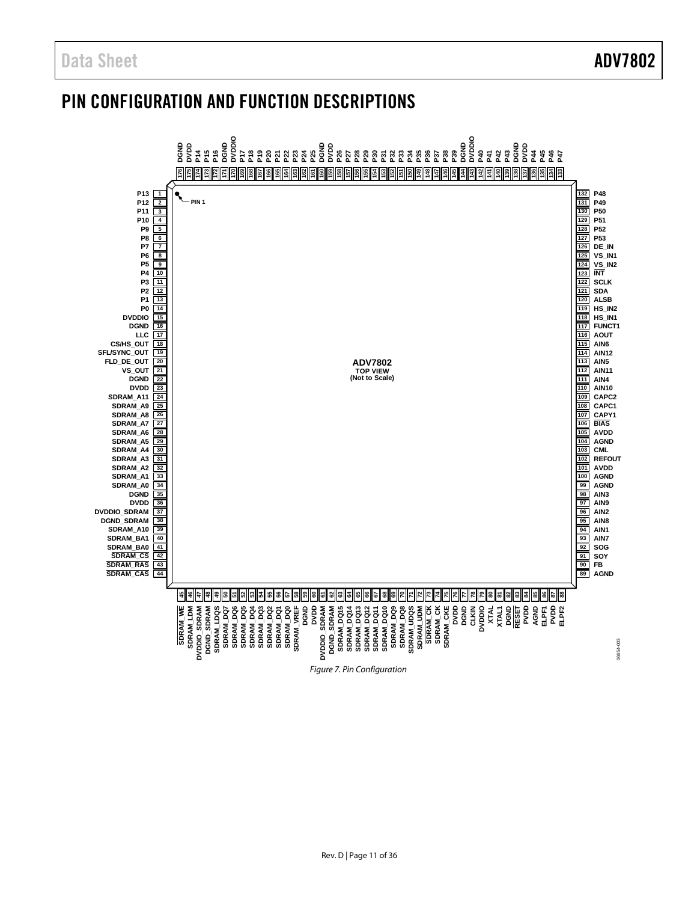# PIN CONFIGURATION AND FUNCTION DESCRIPTIONS

| Pin | Name | Pin | Name | Pin | Name | Pin | Name |
|---|---|---|---|---|---|---|---|
| 1 | P13 | 45 | SDRAM_WE | 89 | AGND | 133 | P47 |
| 2 | P12 | 46 | SDRAM_LDM | 90 | FB | 134 | P46 |
| 3 | P11 | 47 | DVDDIO_SDRAM | 91 | SOY | 135 | P45 |
| 4 | P10 | 48 | DGND_SDRAM | 92 | SOG | 136 | P44 |
| 5 | P9 | 49 | SDRAM_LDQS | 93 | AIN7 | 137 | DVDD |
| 6 | P8 | 50 | SDRAM_DQ7 | 94 | AIN1 | 138 | DGND |
| 7 | P7 | 51 | SDRAM_DQ6 | 95 | AIN8 | 139 | P43 |
| 8 | P6 | 52 | SDRAM_DQ5 | 96 | AIN2 | 140 | P42 |
| 9 | P5 | 53 | SDRAM_DQ4 | 97 | AIN9 | 141 | P41 |
| 10 | P4 | 54 | SDRAM_DQ3 | 98 | AIN3 | 142 | P40 |
| 11 | P3 | 55 | SDRAM_DQ2 | 99 | AGND | 143 | DVDDIO |
| 12 | P2 | 56 | SDRAM_DQ1 | 100 | AGND | 144 | DGND |
| 13 | P1 | 57 | SDRAM_DQ0 | 101 | AVDD | 145 | P39 |
| 14 | P0 | 58 | SDRAM_VREF | 102 | REFOUT | 146 | P38 |
| 15 | DVDDIO | 59 | DGND | 103 | CML | 147 | P37 |
| 16 | DGND | 60 | DVDD | 104 | AGND | 148 | P36 |
| 17 | LLC | 61 | DVDDIO_SDRAM | 105 | AVDD | 149 | P35 |
| 18 | CS/HS_OUT | 62 | DGND_SDRAM | 106 | BIAS | 150 | P34 |
| 19 | SFL/SYNC_OUT | 63 | SDRAM_DQ15 | 107 | CAPY1 | 151 | P33 |
| 20 | FLD_DE_OUT | 64 | SDRAM_DQ14 | 108 | CAPC1 | 152 | P32 |
| 21 | VS_OUT | 65 | SDRAM_DQ13 | 109 | CAPC2 | 153 | P31 |
| 22 | DGND | 66 | SDRAM_DQ12 | 110 | AIN10 | 154 | P30 |
| 23 | DVDD | 67 | SDRAM_DQ11 | 111 | AIN4 | 155 | P29 |
| 24 | SDRAM_A11 | 68 | SDRAM_DQ10 | 112 | AIN11 | 156 | P28 |
| 25 | SDRAM_A9 | 69 | SDRAM_DQ9 | 113 | AIN5 | 157 | P27 |
| 26 | SDRAM_A8 | 70 | SDRAM_DQ8 | 114 | AIN12 | 158 | P26 |
| 27 | SDRAM_A7 | 71 | SDRAM_UDQS | 115 | AIN6 | 159 | DVDD |
| 28 | SDRAM_A6 | 72 | SDRAM_UDM | 116 | AOUT | 160 | DGND |
| 29 | SDRAM_A5 | 73 | SDRAM_CK | 117 | FUNCT1 | 161 | P25 |
| 30 | SDRAM_A4 | 74 | SDRAM_CK | 118 | HS_IN1 | 162 | P24 |
| 31 | SDRAM_A3 | 75 | SDRAM_CKE | 119 | HS_IN2 | 163 | P23 |
| 32 | SDRAM_A2 | 76 | DVDD | 120 | ALSB | 164 | P22 |
| 33 | SDRAM_A1 | 77 | DGND | 121 | SDA | 165 | P21 |
| 34 | SDRAM_A0 | 78 | CLKIN | 122 | SCLK | 166 | P20 |
| 35 | DGND | 79 | DVDDIO | 123 | INT | 167 | P19 |
| 36 | DVDD | 80 | XTAL | 124 | VS_IN2 | 168 | P18 |
| 37 | DVDDIO_SDRAM | 81 | XTAL1 | 125 | VS_IN1 | 169 | P17 |
| 38 | DGND_SDRAM | 82 | DGND | 126 | DE_IN | 170 | DVDDIO |
| 39 | SDRAM_A10 | 83 | RESET | 127 | P53 | 171 | DGND |
| 40 | SDRAM_BA1 | 84 | PVDD | 128 | P52 | 172 | P16 |
| 41 | SDRAM_BA0 | 85 | AGND | 129 | P51 | 173 | P15 |
| 42 | SDRAM_CS | 86 | ELPF1 | 130 | P50 | 174 | P14 |
| 43 | SDRAM_RAS | 87 | PVDD | 131 | P49 | 175 | DVDD |
| 44 | SDRAM_CAS | 88 | ELPF2 | 132 | P48 | 176 | DGND |

ADV7802
TOP VIEW
(Not to Scale)

PIN 1

*Figure 7. Pin Configuration*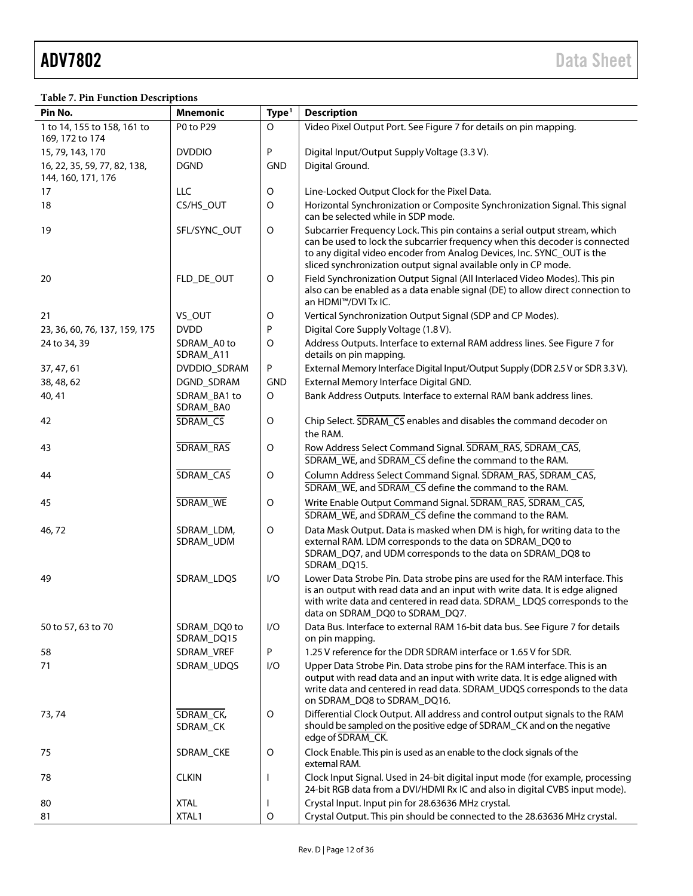**Table 7. Pin Function Descriptions**

| Pin No. | Mnemonic | Type[1] | Description |
|---|---|---|---|
| 1 to 14, 155 to 158, 161 to 169, 172 to 174 | P0 to P29 | O | Video Pixel Output Port. See Figure 7 for details on pin mapping. |
| 15, 79, 143, 170 | DVDDIO | P | Digital Input/Output Supply Voltage (3.3 V). |
| 16, 22, 35, 59, 77, 82, 138, 144, 160, 171, 176 | DGND | GND | Digital Ground. |
| 17 | LLC | O | Line-Locked Output Clock for the Pixel Data. |
| 18 | CS/HS_OUT | O | Horizontal Synchronization or Composite Synchronization Signal. This signal can be selected while in SDP mode. |
| 19 | SFL/SYNC_OUT | O | Subcarrier Frequency Lock. This pin contains a serial output stream, which can be used to lock the subcarrier frequency when this decoder is connected to any digital video encoder from Analog Devices, Inc. SYNC_OUT is the sliced synchronization output signal available only in CP mode. |
| 20 | FLD_DE_OUT | O | Field Synchronization Output Signal (All Interlaced Video Modes). This pin also can be enabled as a data enable signal (DE) to allow direct connection to an HDMI™/DVI Tx IC. |
| 21 | VS_OUT | O | Vertical Synchronization Output Signal (SDP and CP Modes). |
| 23, 36, 60, 76, 137, 159, 175 | DVDD | P | Digital Core Supply Voltage (1.8 V). |
| 24 to 34, 39 | SDRAM_A0 to SDRAM_A11 | O | Address Outputs. Interface to external RAM address lines. See Figure 7 for details on pin mapping. |
| 37, 47, 61 | DVDDIO_SDRAM | P | External Memory Interface Digital Input/Output Supply (DDR 2.5 V or SDR 3.3 V). |
| 38, 48, 62 | DGND_SDRAM | GND | External Memory Interface Digital GND. |
| 40, 41 | SDRAM_BA1 to SDRAM_BA0 | O | Bank Address Outputs. Interface to external RAM bank address lines. |
| 42 | $\overline{\text{SDRAM\_CS}}$ | O | Chip Select. $\overline{\text{SDRAM\_CS}}$ enables and disables the command decoder on the RAM. |
| 43 | $\overline{\text{SDRAM\_RAS}}$ | O | Row Address Select Command Signal. $\overline{\text{SDRAM\_RAS}}$, $\overline{\text{SDRAM\_CAS}}$, $\overline{\text{SDRAM\_WE}}$, and $\overline{\text{SDRAM\_CS}}$ define the command to the RAM. |
| 44 | $\overline{\text{SDRAM\_CAS}}$ | O | Column Address Select Command Signal. $\overline{\text{SDRAM\_RAS}}$, $\overline{\text{SDRAM\_CAS}}$, $\overline{\text{SDRAM\_WE}}$, and $\overline{\text{SDRAM\_CS}}$ define the command to the RAM. |
| 45 | $\overline{\text{SDRAM\_WE}}$ | O | Write Enable Output Command Signal. $\overline{\text{SDRAM\_RAS}}$, $\overline{\text{SDRAM\_CAS}}$, $\overline{\text{SDRAM\_WE}}$, and $\overline{\text{SDRAM\_CS}}$ define the command to the RAM. |
| 46, 72 | SDRAM_LDM, SDRAM_UDM | O | Data Mask Output. Data is masked when DM is high, for writing data to the external RAM. LDM corresponds to the data on SDRAM_DQ0 to SDRAM_DQ7, and UDM corresponds to the data on SDRAM_DQ8 to SDRAM_DQ15. |
| 49 | SDRAM_LDQS | I/O | Lower Data Strobe Pin. Data strobe pins are used for the RAM interface. This is an output with read data and an input with write data. It is edge aligned with write data and centered in read data. SDRAM_ LDQS corresponds to the data on SDRAM_DQ0 to SDRAM_DQ7. |
| 50 to 57, 63 to 70 | SDRAM_DQ0 to SDRAM_DQ15 | I/O | Data Bus. Interface to external RAM 16-bit data bus. See Figure 7 for details on pin mapping. |
| 58 | SDRAM_VREF | P | 1.25 V reference for the DDR SDRAM interface or 1.65 V for SDR. |
| 71 | SDRAM_UDQS | I/O | Upper Data Strobe Pin. Data strobe pins for the RAM interface. This is an output with read data and an input with write data. It is edge aligned with write data and centered in read data. SDRAM_UDQS corresponds to the data on SDRAM_DQ8 to SDRAM_DQ16. |
| 73, 74 | $\overline{\text{SDRAM\_CK}}$, SDRAM_CK | O | Differential Clock Output. All address and control output signals to the RAM should be sampled on the positive edge of SDRAM_CK and on the negative edge of $\overline{\text{SDRAM\_CK}}$. |
| 75 | SDRAM_CKE | O | Clock Enable. This pin is used as an enable to the clock signals of the external RAM. |
| 78 | CLKIN | I | Clock Input Signal. Used in 24-bit digital input mode (for example, processing 24-bit RGB data from a DVI/HDMI Rx IC and also in digital CVBS input mode). |
| 80 | XTAL | I | Crystal Input. Input pin for 28.63636 MHz crystal. |
| 81 | XTAL1 | O | Crystal Output. This pin should be connected to the 28.63636 MHz crystal. |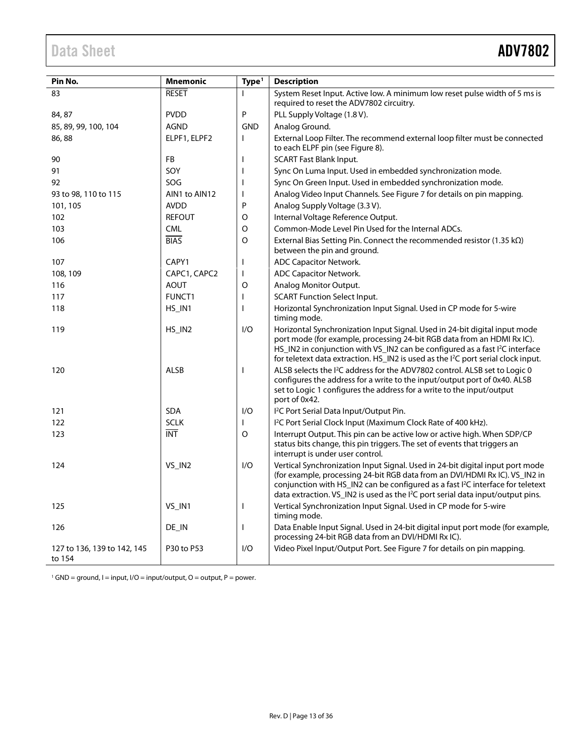| Pin No. | Mnemonic | Type[1] | Description |
| --- | --- | --- | --- |
| 83 | RESET | I | System Reset Input. Active low. A minimum low reset pulse width of 5 ms is required to reset the ADV7802 circuitry. |
| 84, 87 | PVDD | P | PLL Supply Voltage (1.8 V). |
| 85, 89, 99, 100, 104 | AGND | GND | Analog Ground. |
| 86, 88 | ELPF1, ELPF2 | I | External Loop Filter. The recommend external loop filter must be connected to each ELPF pin (see Figure 8). |
| 90 | FB | I | SCART Fast Blank Input. |
| 91 | SOY | I | Sync On Luma Input. Used in embedded synchronization mode. |
| 92 | SOG | I | Sync On Green Input. Used in embedded synchronization mode. |
| 93 to 98, 110 to 115 | AIN1 to AIN12 | I | Analog Video Input Channels. See Figure 7 for details on pin mapping. |
| 101, 105 | AVDD | P | Analog Supply Voltage (3.3 V). |
| 102 | REFOUT | O | Internal Voltage Reference Output. |
| 103 | CML | O | Common-Mode Level Pin Used for the Internal ADCs. |
| 106 | BIAS | O | External Bias Setting Pin. Connect the recommended resistor (1.35 kΩ) between the pin and ground. |
| 107 | CAPY1 | I | ADC Capacitor Network. |
| 108, 109 | CAPC1, CAPC2 | I | ADC Capacitor Network. |
| 116 | AOUT | O | Analog Monitor Output. |
| 117 | FUNCT1 | I | SCART Function Select Input. |
| 118 | HS_IN1 | I | Horizontal Synchronization Input Signal. Used in CP mode for 5-wire timing mode. |
| 119 | HS_IN2 | I/O | Horizontal Synchronization Input Signal. Used in 24-bit digital input mode port mode (for example, processing 24-bit RGB data from an HDMI Rx IC). HS_IN2 in conjunction with VS_IN2 can be configured as a fast I²C interface for teletext data extraction. HS_IN2 is used as the I²C port serial clock input. |
| 120 | ALSB | I | ALSB selects the I²C address for the ADV7802 control. ALSB set to Logic 0 configures the address for a write to the input/output port of 0x40. ALSB set to Logic 1 configures the address for a write to the input/output port of 0x42. |
| 121 | SDA | I/O | I²C Port Serial Data Input/Output Pin. |
| 122 | SCLK | I | I²C Port Serial Clock Input (Maximum Clock Rate of 400 kHz). |
| 123 | INT | O | Interrupt Output. This pin can be active low or active high. When SDP/CP status bits change, this pin triggers. The set of events that triggers an interrupt is under user control. |
| 124 | VS_IN2 | I/O | Vertical Synchronization Input Signal. Used in 24-bit digital input port mode (for example, processing 24-bit RGB data from an DVI/HDMI Rx IC). VS_IN2 in conjunction with HS_IN2 can be configured as a fast I²C interface for teletext data extraction. VS_IN2 is used as the I²C port serial data input/output pins. |
| 125 | VS_IN1 | I | Vertical Synchronization Input Signal. Used in CP mode for 5-wire timing mode. |
| 126 | DE_IN | I | Data Enable Input Signal. Used in 24-bit digital input port mode (for example, processing 24-bit RGB data from an DVI/HDMI Rx IC). |
| 127 to 136, 139 to 142, 145 to 154 | P30 to P53 | I/O | Video Pixel Input/Output Port. See Figure 7 for details on pin mapping. |

[1] GND = ground, I = input, I/O = input/output, O = output, P = power.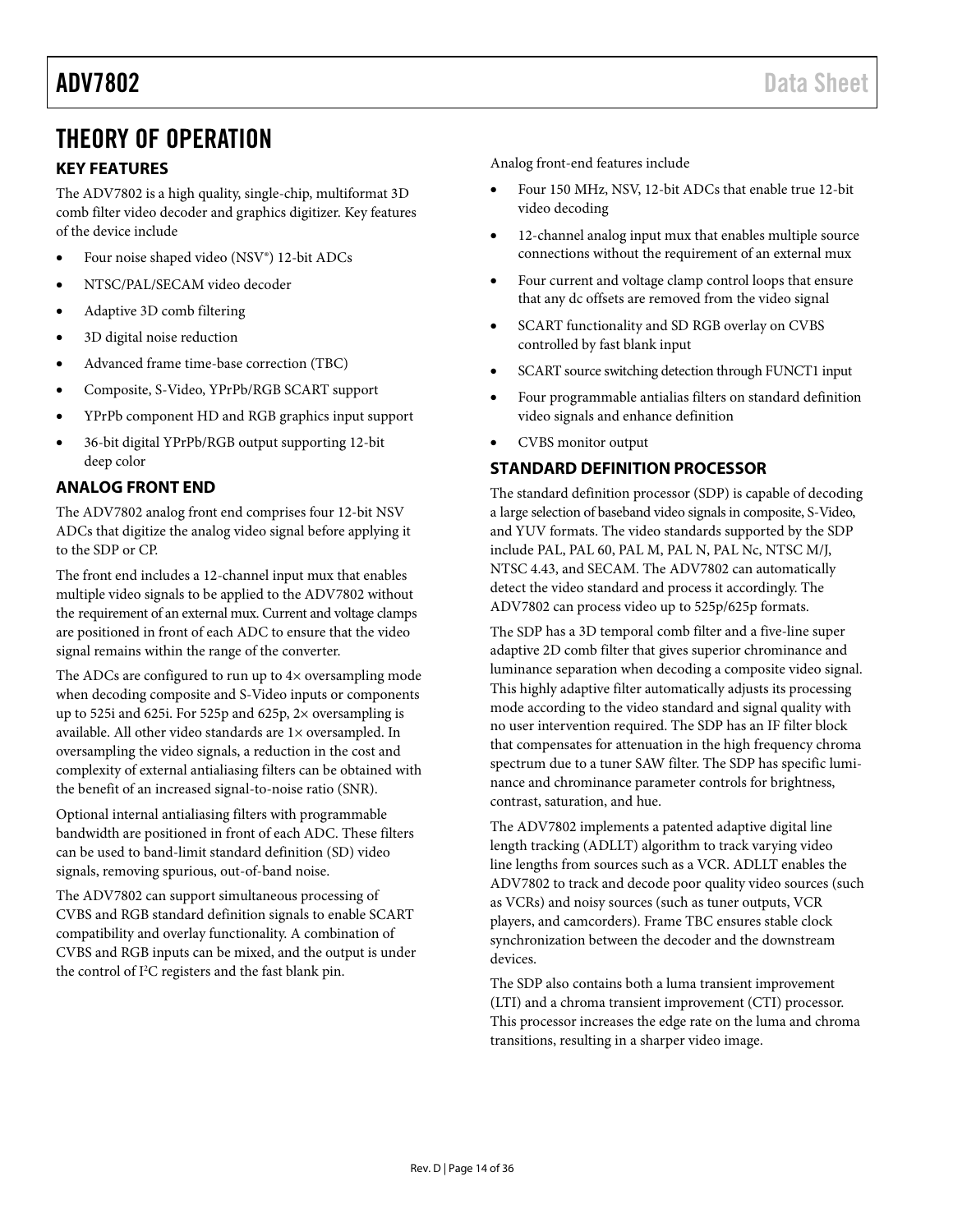# THEORY OF OPERATION

## KEY FEATURES

The ADV7802 is a high quality, single-chip, multiformat 3D comb filter video decoder and graphics digitizer. Key features of the device include

- Four noise shaped video (NSV®) 12-bit ADCs
- NTSC/PAL/SECAM video decoder
- Adaptive 3D comb filtering
- 3D digital noise reduction
- Advanced frame time-base correction (TBC)
- Composite, S-Video, YPrPb/RGB SCART support
- YPrPb component HD and RGB graphics input support
- 36-bit digital YPrPb/RGB output supporting 12-bit deep color

## ANALOG FRONT END

The ADV7802 analog front end comprises four 12-bit NSV ADCs that digitize the analog video signal before applying it to the SDP or CP.

The front end includes a 12-channel input mux that enables multiple video signals to be applied to the ADV7802 without the requirement of an external mux. Current and voltage clamps are positioned in front of each ADC to ensure that the video signal remains within the range of the converter.

The ADCs are configured to run up to 4× oversampling mode when decoding composite and S-Video inputs or components up to 525i and 625i. For 525p and 625p, 2× oversampling is available. All other video standards are 1× oversampled. In oversampling the video signals, a reduction in the cost and complexity of external antialiasing filters can be obtained with the benefit of an increased signal-to-noise ratio (SNR).

Optional internal antialiasing filters with programmable bandwidth are positioned in front of each ADC. These filters can be used to band-limit standard definition (SD) video signals, removing spurious, out-of-band noise.

The ADV7802 can support simultaneous processing of CVBS and RGB standard definition signals to enable SCART compatibility and overlay functionality. A combination of CVBS and RGB inputs can be mixed, and the output is under the control of I²C registers and the fast blank pin.

Analog front-end features include

- Four 150 MHz, NSV, 12-bit ADCs that enable true 12-bit video decoding
- 12-channel analog input mux that enables multiple source connections without the requirement of an external mux
- Four current and voltage clamp control loops that ensure that any dc offsets are removed from the video signal
- SCART functionality and SD RGB overlay on CVBS controlled by fast blank input
- SCART source switching detection through FUNCT1 input
- Four programmable antialias filters on standard definition video signals and enhance definition
- CVBS monitor output

## STANDARD DEFINITION PROCESSOR

The standard definition processor (SDP) is capable of decoding a large selection of baseband video signals in composite, S-Video, and YUV formats. The video standards supported by the SDP include PAL, PAL 60, PAL M, PAL N, PAL Nc, NTSC M/J, NTSC 4.43, and SECAM. The ADV7802 can automatically detect the video standard and process it accordingly. The ADV7802 can process video up to 525p/625p formats.

The SDP has a 3D temporal comb filter and a five-line super adaptive 2D comb filter that gives superior chrominance and luminance separation when decoding a composite video signal. This highly adaptive filter automatically adjusts its processing mode according to the video standard and signal quality with no user intervention required. The SDP has an IF filter block that compensates for attenuation in the high frequency chroma spectrum due to a tuner SAW filter. The SDP has specific luminance and chrominance parameter controls for brightness, contrast, saturation, and hue.

The ADV7802 implements a patented adaptive digital line length tracking (ADLLT) algorithm to track varying video line lengths from sources such as a VCR. ADLLT enables the ADV7802 to track and decode poor quality video sources (such as VCRs) and noisy sources (such as tuner outputs, VCR players, and camcorders). Frame TBC ensures stable clock synchronization between the decoder and the downstream devices.

The SDP also contains both a luma transient improvement (LTI) and a chroma transient improvement (CTI) processor. This processor increases the edge rate on the luma and chroma transitions, resulting in a sharper video image.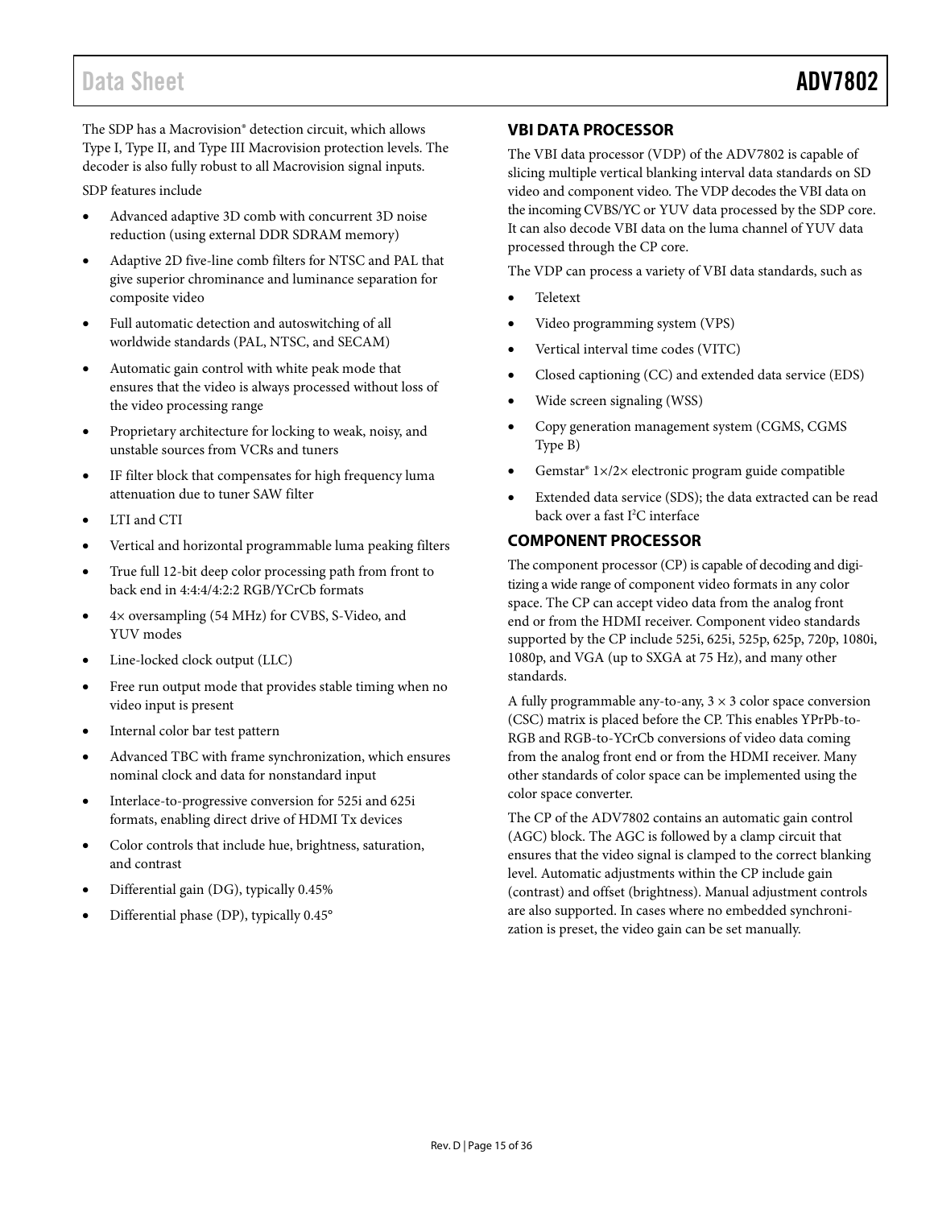The SDP has a Macrovision® detection circuit, which allows Type I, Type II, and Type III Macrovision protection levels. The decoder is also fully robust to all Macrovision signal inputs.

SDP features include

- Advanced adaptive 3D comb with concurrent 3D noise reduction (using external DDR SDRAM memory)
- Adaptive 2D five-line comb filters for NTSC and PAL that give superior chrominance and luminance separation for composite video
- Full automatic detection and autoswitching of all worldwide standards (PAL, NTSC, and SECAM)
- Automatic gain control with white peak mode that ensures that the video is always processed without loss of the video processing range
- Proprietary architecture for locking to weak, noisy, and unstable sources from VCRs and tuners
- IF filter block that compensates for high frequency luma attenuation due to tuner SAW filter
- LTI and CTI
- Vertical and horizontal programmable luma peaking filters
- True full 12-bit deep color processing path from front to back end in 4:4:4/4:2:2 RGB/YCrCb formats
- 4× oversampling (54 MHz) for CVBS, S-Video, and YUV modes
- Line-locked clock output (LLC)
- Free run output mode that provides stable timing when no video input is present
- Internal color bar test pattern
- Advanced TBC with frame synchronization, which ensures nominal clock and data for nonstandard input
- Interlace-to-progressive conversion for 525i and 625i formats, enabling direct drive of HDMI Tx devices
- Color controls that include hue, brightness, saturation, and contrast
- Differential gain (DG), typically 0.45%
- Differential phase (DP), typically 0.45°

## VBI DATA PROCESSOR

The VBI data processor (VDP) of the ADV7802 is capable of slicing multiple vertical blanking interval data standards on SD video and component video. The VDP decodes the VBI data on the incoming CVBS/YC or YUV data processed by the SDP core. It can also decode VBI data on the luma channel of YUV data processed through the CP core.

The VDP can process a variety of VBI data standards, such as

- Teletext
- Video programming system (VPS)
- Vertical interval time codes (VITC)
- Closed captioning (CC) and extended data service (EDS)
- Wide screen signaling (WSS)
- Copy generation management system (CGMS, CGMS Type B)
- Gemstar® 1×/2× electronic program guide compatible
- Extended data service (SDS); the data extracted can be read back over a fast I²C interface

## COMPONENT PROCESSOR

The component processor (CP) is capable of decoding and digitizing a wide range of component video formats in any color space. The CP can accept video data from the analog front end or from the HDMI receiver. Component video standards supported by the CP include 525i, 625i, 525p, 625p, 720p, 1080i, 1080p, and VGA (up to SXGA at 75 Hz), and many other standards.

A fully programmable any-to-any, 3 × 3 color space conversion (CSC) matrix is placed before the CP. This enables YPrPb-to-RGB and RGB-to-YCrCb conversions of video data coming from the analog front end or from the HDMI receiver. Many other standards of color space can be implemented using the color space converter.

The CP of the ADV7802 contains an automatic gain control (AGC) block. The AGC is followed by a clamp circuit that ensures that the video signal is clamped to the correct blanking level. Automatic adjustments within the CP include gain (contrast) and offset (brightness). Manual adjustment controls are also supported. In cases where no embedded synchronization is preset, the video gain can be set manually.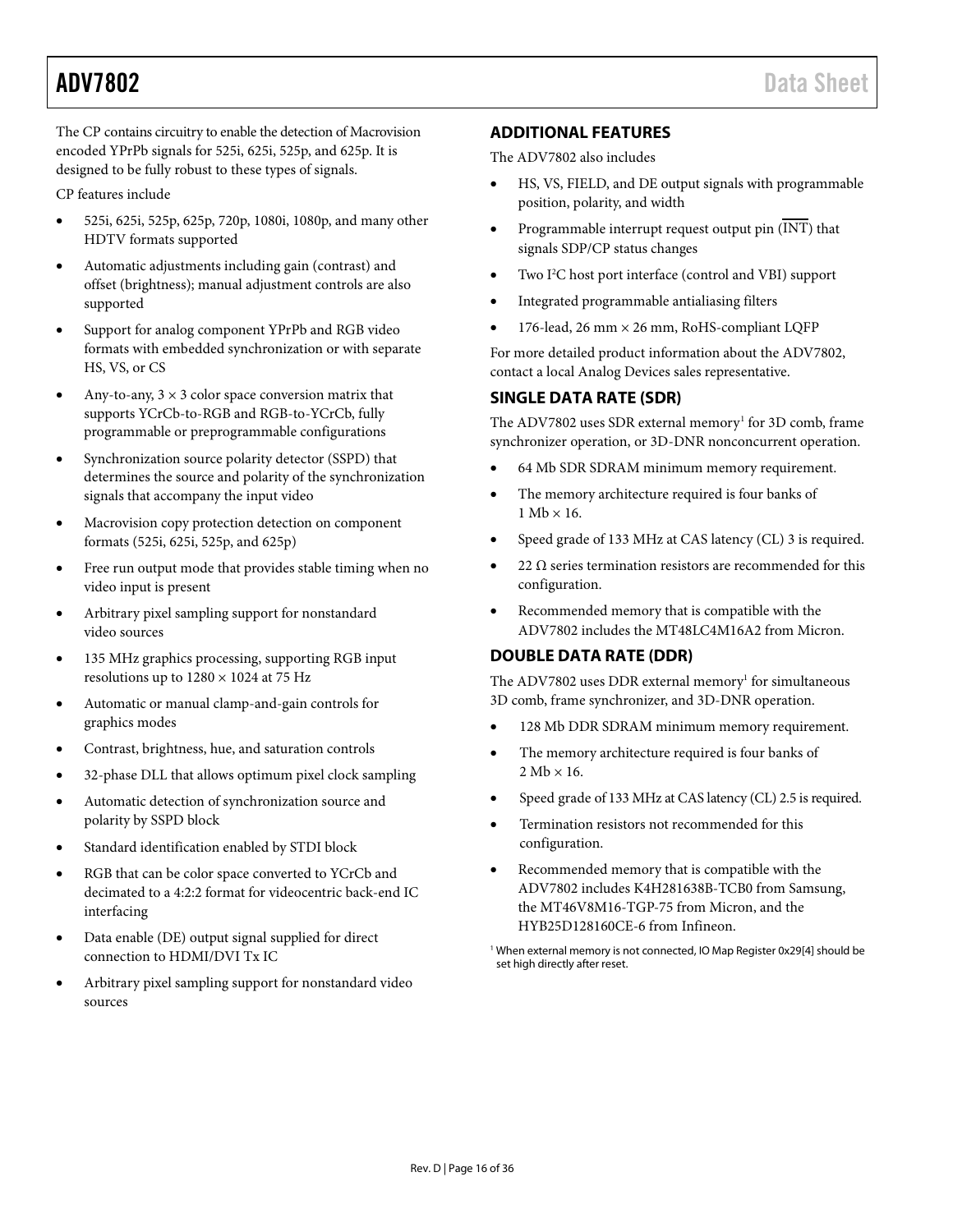The CP contains circuitry to enable the detection of Macrovision encoded YPrPb signals for 525i, 625i, 525p, and 625p. It is designed to be fully robust to these types of signals.

CP features include

- 525i, 625i, 525p, 625p, 720p, 1080i, 1080p, and many other HDTV formats supported
- Automatic adjustments including gain (contrast) and offset (brightness); manual adjustment controls are also supported
- Support for analog component YPrPb and RGB video formats with embedded synchronization or with separate HS, VS, or CS
- Any-to-any, 3 × 3 color space conversion matrix that supports YCrCb-to-RGB and RGB-to-YCrCb, fully programmable or preprogrammable configurations
- Synchronization source polarity detector (SSPD) that determines the source and polarity of the synchronization signals that accompany the input video
- Macrovision copy protection detection on component formats (525i, 625i, 525p, and 625p)
- Free run output mode that provides stable timing when no video input is present
- Arbitrary pixel sampling support for nonstandard video sources
- 135 MHz graphics processing, supporting RGB input resolutions up to 1280 × 1024 at 75 Hz
- Automatic or manual clamp-and-gain controls for graphics modes
- Contrast, brightness, hue, and saturation controls
- 32-phase DLL that allows optimum pixel clock sampling
- Automatic detection of synchronization source and polarity by SSPD block
- Standard identification enabled by STDI block
- RGB that can be color space converted to YCrCb and decimated to a 4:2:2 format for videocentric back-end IC interfacing
- Data enable (DE) output signal supplied for direct connection to HDMI/DVI Tx IC
- Arbitrary pixel sampling support for nonstandard video sources

## ADDITIONAL FEATURES

The ADV7802 also includes

- HS, VS, FIELD, and DE output signals with programmable position, polarity, and width
- Programmable interrupt request output pin ($\overline{\text{INT}}$) that signals SDP/CP status changes
- Two I²C host port interface (control and VBI) support
- Integrated programmable antialiasing filters
- 176-lead, 26 mm × 26 mm, RoHS-compliant LQFP

For more detailed product information about the ADV7802, contact a local Analog Devices sales representative.

## SINGLE DATA RATE (SDR)

The ADV7802 uses SDR external memory[1] for 3D comb, frame synchronizer operation, or 3D-DNR nonconcurrent operation.

- 64 Mb SDR SDRAM minimum memory requirement.
- The memory architecture required is four banks of 1 Mb × 16.
- Speed grade of 133 MHz at CAS latency (CL) 3 is required.
- 22 Ω series termination resistors are recommended for this configuration.
- Recommended memory that is compatible with the ADV7802 includes the MT48LC4M16A2 from Micron.

## DOUBLE DATA RATE (DDR)

The ADV7802 uses DDR external memory[1] for simultaneous 3D comb, frame synchronizer, and 3D-DNR operation.

- 128 Mb DDR SDRAM minimum memory requirement.
- The memory architecture required is four banks of 2 Mb × 16.
- Speed grade of 133 MHz at CAS latency (CL) 2.5 is required.
- Termination resistors not recommended for this configuration.
- Recommended memory that is compatible with the ADV7802 includes K4H281638B-TCB0 from Samsung, the MT46V8M16-TGP-75 from Micron, and the HYB25D128160CE-6 from Infineon.

[1] When external memory is not connected, IO Map Register 0x29[4] should be set high directly after reset.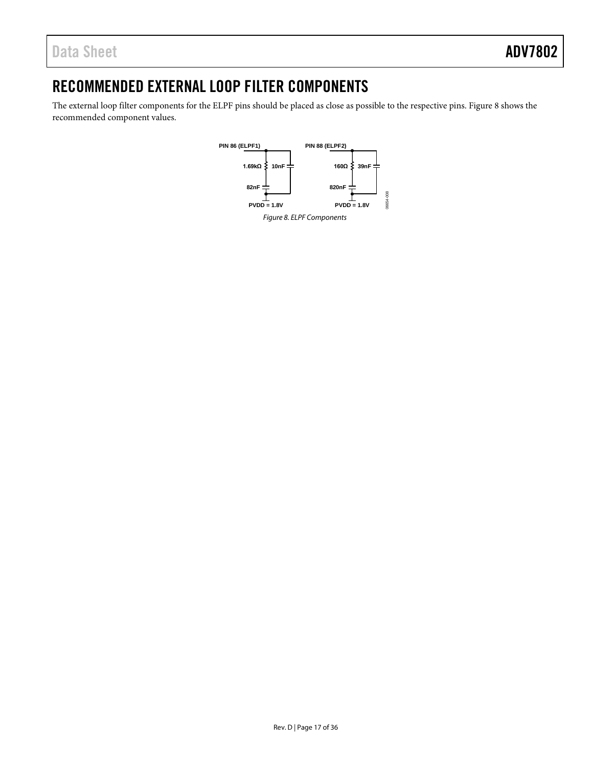## RECOMMENDED EXTERNAL LOOP FILTER COMPONENTS

The external loop filter components for the ELPF pins should be placed as close as possible to the respective pins. Figure 8 shows the recommended component values.

*Figure 8. ELPF Components*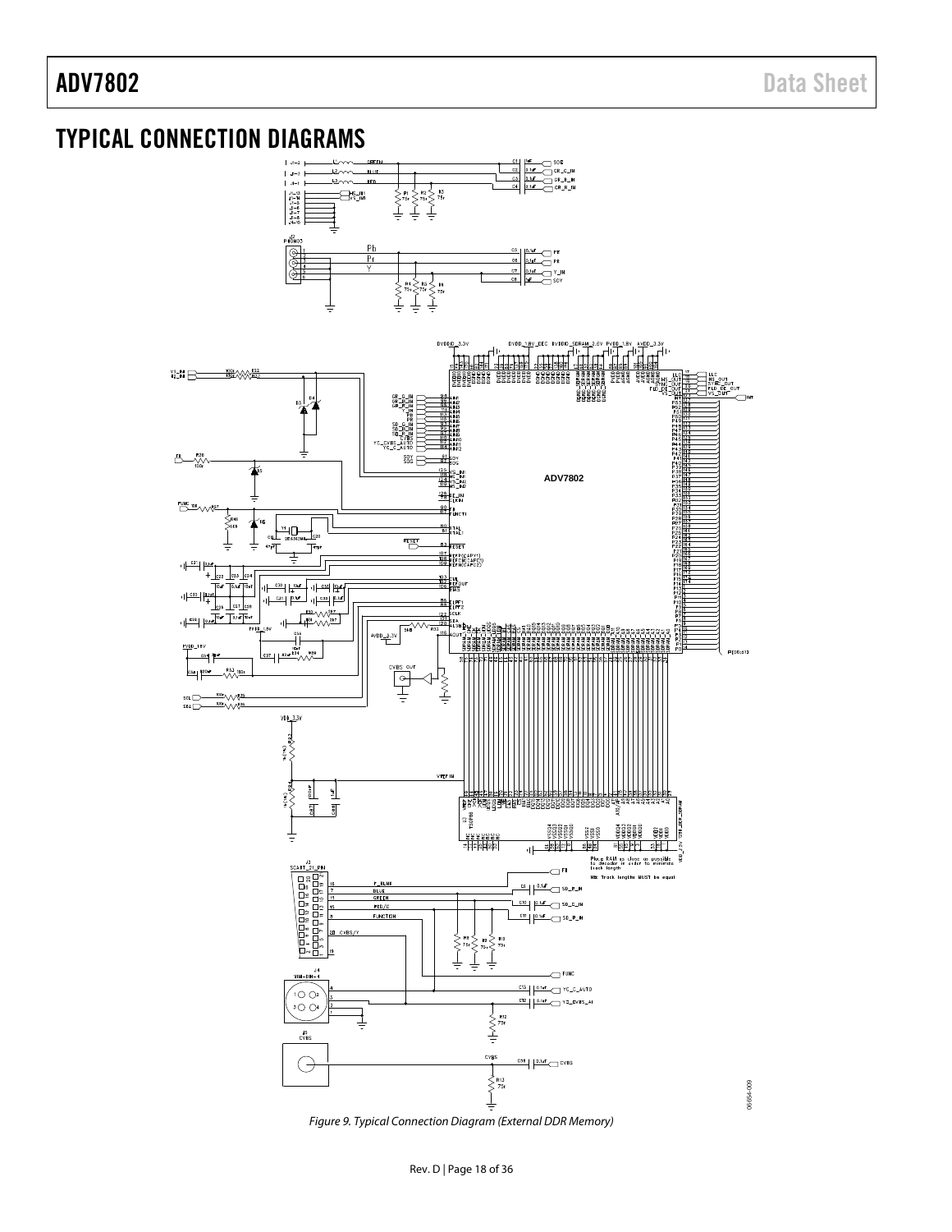# TYPICAL CONNECTION DIAGRAMS

Figure 9. Typical Connection Diagram (External DDR Memory)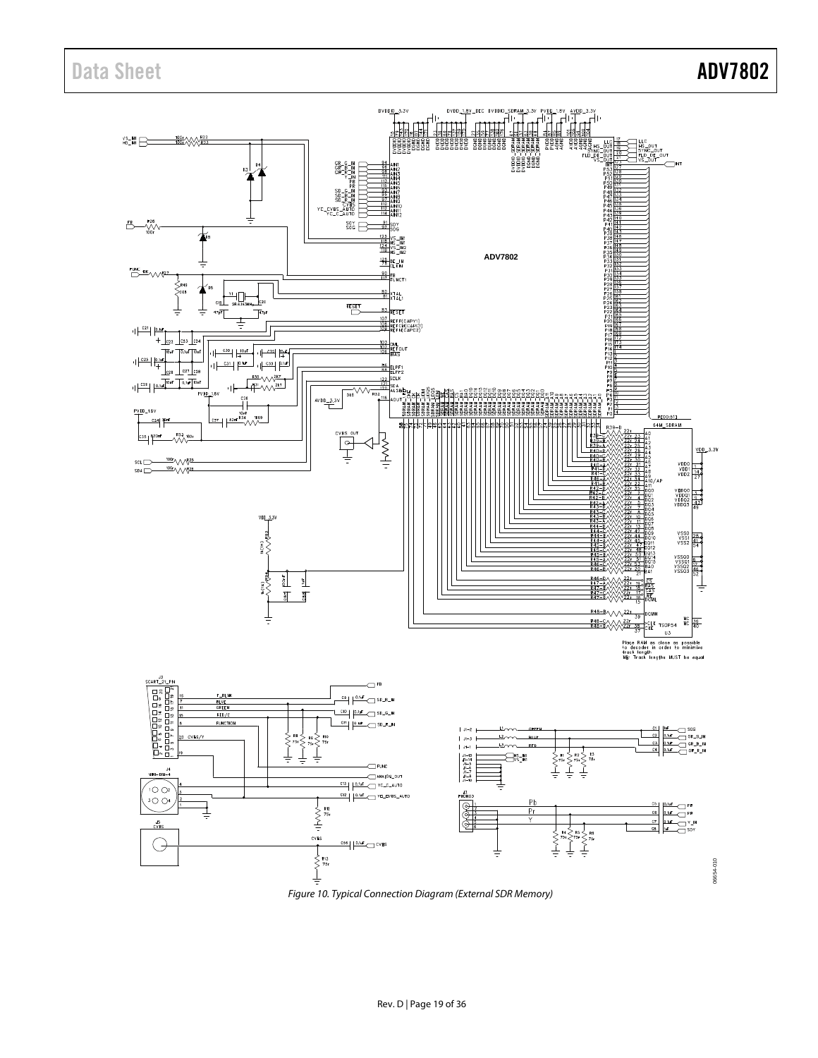Figure 10. Typical Connection Diagram (External SDR Memory)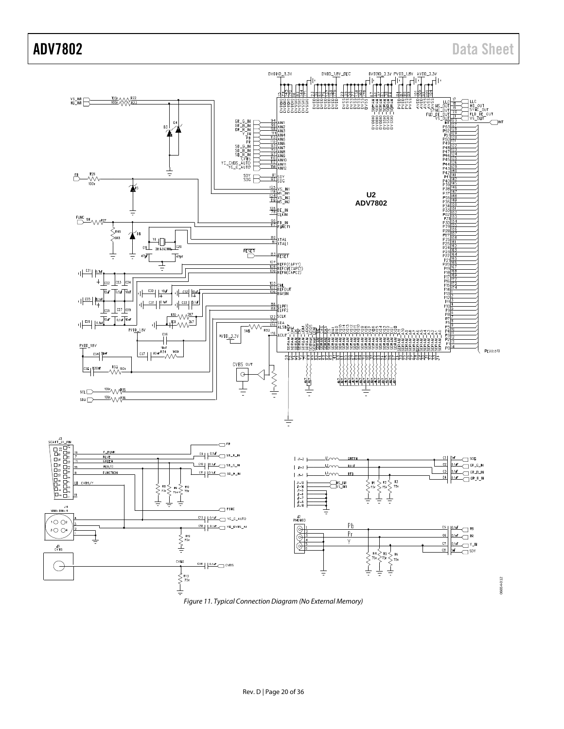Figure 11. Typical Connection Diagram (No External Memory)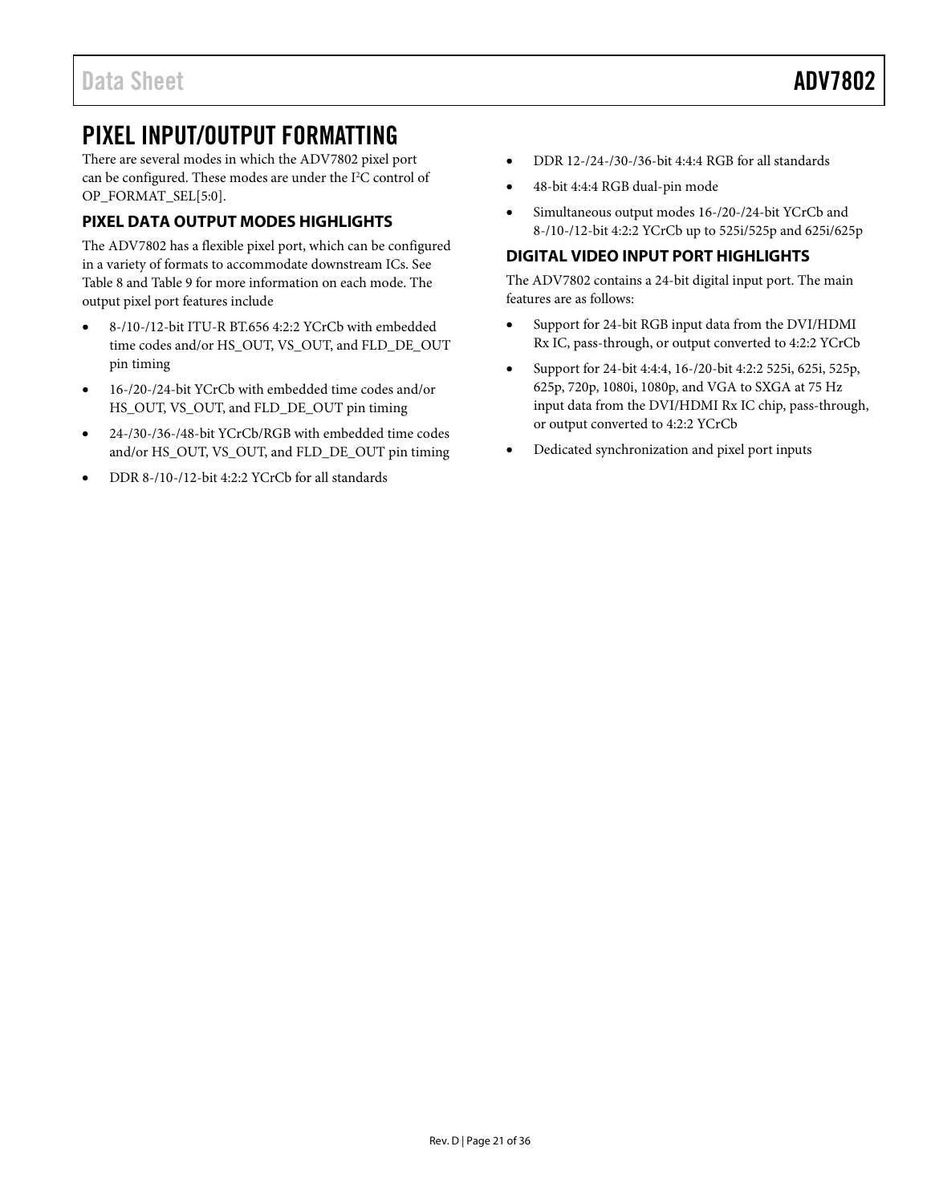# PIXEL INPUT/OUTPUT FORMATTING

There are several modes in which the ADV7802 pixel port can be configured. These modes are under the I²C control of OP_FORMAT_SEL[5:0].

## PIXEL DATA OUTPUT MODES HIGHLIGHTS

The ADV7802 has a flexible pixel port, which can be configured in a variety of formats to accommodate downstream ICs. See Table 8 and Table 9 for more information on each mode. The output pixel port features include

- 8-/10-/12-bit ITU-R BT.656 4:2:2 YCrCb with embedded time codes and/or HS_OUT, VS_OUT, and FLD_DE_OUT pin timing
- 16-/20-/24-bit YCrCb with embedded time codes and/or HS_OUT, VS_OUT, and FLD_DE_OUT pin timing
- 24-/30-/36-/48-bit YCrCb/RGB with embedded time codes and/or HS_OUT, VS_OUT, and FLD_DE_OUT pin timing
- DDR 8-/10-/12-bit 4:2:2 YCrCb for all standards
- DDR 12-/24-/30-/36-bit 4:4:4 RGB for all standards
- 48-bit 4:4:4 RGB dual-pin mode
- Simultaneous output modes 16-/20-/24-bit YCrCb and 8-/10-/12-bit 4:2:2 YCrCb up to 525i/525p and 625i/625p

## DIGITAL VIDEO INPUT PORT HIGHLIGHTS

The ADV7802 contains a 24-bit digital input port. The main features are as follows:

- Support for 24-bit RGB input data from the DVI/HDMI Rx IC, pass-through, or output converted to 4:2:2 YCrCb
- Support for 24-bit 4:4:4, 16-/20-bit 4:2:2 525i, 625i, 525p, 625p, 720p, 1080i, 1080p, and VGA to SXGA at 75 Hz input data from the DVI/HDMI Rx IC chip, pass-through, or output converted to 4:2:2 YCrCb
- Dedicated synchronization and pixel port inputs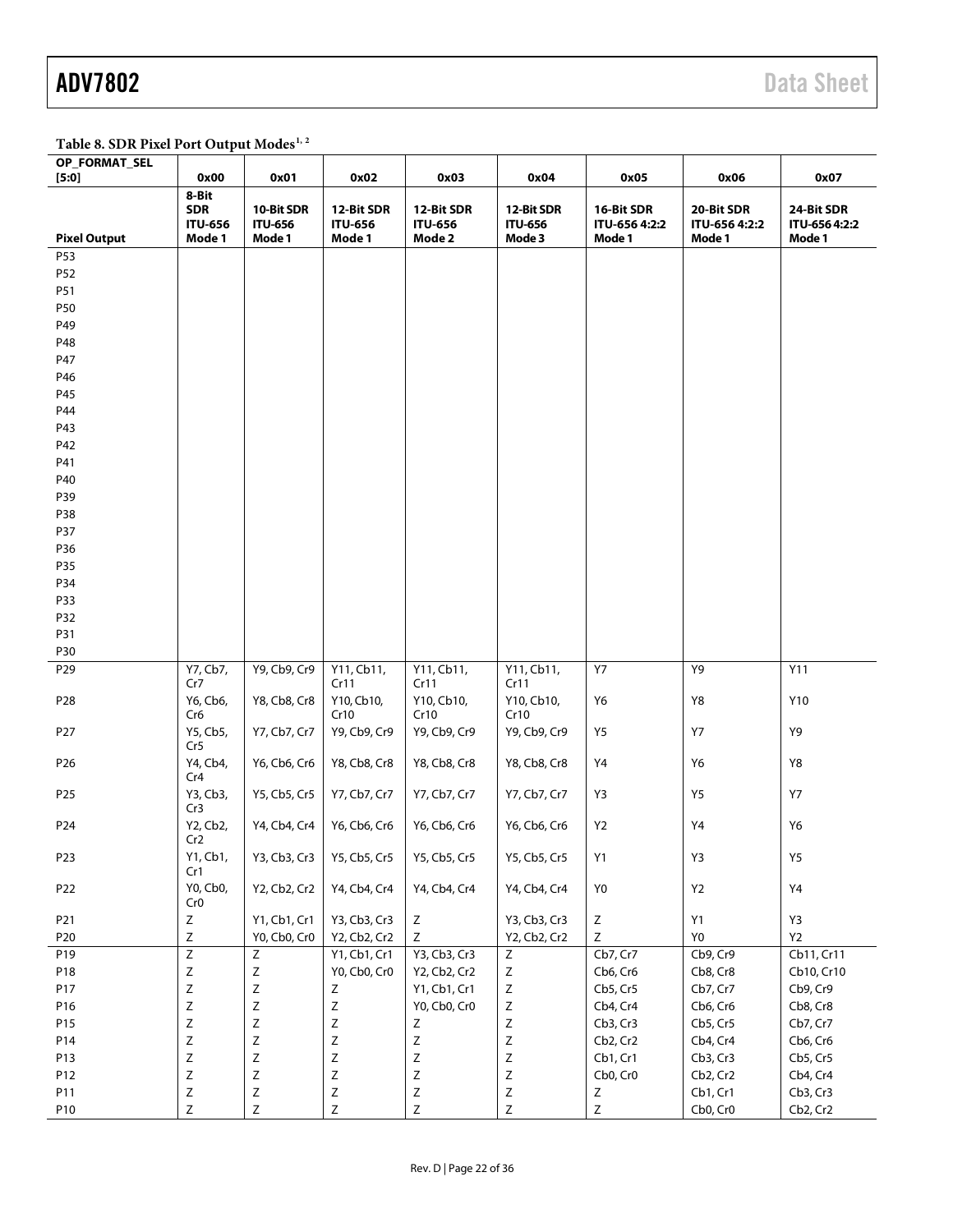**Table 8. SDR Pixel Port Output Modes[1, 2]**

| OP_FORMAT_SEL [5:0] | 0x00 | 0x01 | 0x02 | 0x03 | 0x04 | 0x05 | 0x06 | 0x07 |
|---|---|---|---|---|---|---|---|---|
| **Pixel Output** | **8-Bit SDR ITU-656 Mode 1** | **10-Bit SDR ITU-656 Mode 1** | **12-Bit SDR ITU-656 Mode 1** | **12-Bit SDR ITU-656 Mode 2** | **12-Bit SDR ITU-656 Mode 3** | **16-Bit SDR ITU-656 4:2:2 Mode 1** | **20-Bit SDR ITU-656 4:2:2 Mode 1** | **24-Bit SDR ITU-656 4:2:2 Mode 1** |
| P53 | | | | | | | | |
| P52 | | | | | | | | |
| P51 | | | | | | | | |
| P50 | | | | | | | | |
| P49 | | | | | | | | |
| P48 | | | | | | | | |
| P47 | | | | | | | | |
| P46 | | | | | | | | |
| P45 | | | | | | | | |
| P44 | | | | | | | | |
| P43 | | | | | | | | |
| P42 | | | | | | | | |
| P41 | | | | | | | | |
| P40 | | | | | | | | |
| P39 | | | | | | | | |
| P38 | | | | | | | | |
| P37 | | | | | | | | |
| P36 | | | | | | | | |
| P35 | | | | | | | | |
| P34 | | | | | | | | |
| P33 | | | | | | | | |
| P32 | | | | | | | | |
| P31 | | | | | | | | |
| P30 | | | | | | | | |
| P29 | Y7, Cb7, Cr7 | Y9, Cb9, Cr9 | Y11, Cb11, Cr11 | Y11, Cb11, Cr11 | Y11, Cb11, Cr11 | Y7 | Y9 | Y11 |
| P28 | Y6, Cb6, Cr6 | Y8, Cb8, Cr8 | Y10, Cb10, Cr10 | Y10, Cb10, Cr10 | Y10, Cb10, Cr10 | Y6 | Y8 | Y10 |
| P27 | Y5, Cb5, Cr5 | Y7, Cb7, Cr7 | Y9, Cb9, Cr9 | Y9, Cb9, Cr9 | Y9, Cb9, Cr9 | Y5 | Y7 | Y9 |
| P26 | Y4, Cb4, Cr4 | Y6, Cb6, Cr6 | Y8, Cb8, Cr8 | Y8, Cb8, Cr8 | Y8, Cb8, Cr8 | Y4 | Y6 | Y8 |
| P25 | Y3, Cb3, Cr3 | Y5, Cb5, Cr5 | Y7, Cb7, Cr7 | Y7, Cb7, Cr7 | Y7, Cb7, Cr7 | Y3 | Y5 | Y7 |
| P24 | Y2, Cb2, Cr2 | Y4, Cb4, Cr4 | Y6, Cb6, Cr6 | Y6, Cb6, Cr6 | Y6, Cb6, Cr6 | Y2 | Y4 | Y6 |
| P23 | Y1, Cb1, Cr1 | Y3, Cb3, Cr3 | Y5, Cb5, Cr5 | Y5, Cb5, Cr5 | Y5, Cb5, Cr5 | Y1 | Y3 | Y5 |
| P22 | Y0, Cb0, Cr0 | Y2, Cb2, Cr2 | Y4, Cb4, Cr4 | Y4, Cb4, Cr4 | Y4, Cb4, Cr4 | Y0 | Y2 | Y4 |
| P21 | Z | Y1, Cb1, Cr1 | Y3, Cb3, Cr3 | Z | Y3, Cb3, Cr3 | Z | Y1 | Y3 |
| P20 | Z | Y0, Cb0, Cr0 | Y2, Cb2, Cr2 | Z | Y2, Cb2, Cr2 | Z | Y0 | Y2 |
| P19 | Z | Z | Y1, Cb1, Cr1 | Y3, Cb3, Cr3 | Z | Cb7, Cr7 | Cb9, Cr9 | Cb11, Cr11 |
| P18 | Z | Z | Y0, Cb0, Cr0 | Y2, Cb2, Cr2 | Z | Cb6, Cr6 | Cb8, Cr8 | Cb10, Cr10 |
| P17 | Z | Z | Z | Y1, Cb1, Cr1 | Z | Cb5, Cr5 | Cb7, Cr7 | Cb9, Cr9 |
| P16 | Z | Z | Z | Y0, Cb0, Cr0 | Z | Cb4, Cr4 | Cb6, Cr6 | Cb8, Cr8 |
| P15 | Z | Z | Z | Z | Z | Cb3, Cr3 | Cb5, Cr5 | Cb7, Cr7 |
| P14 | Z | Z | Z | Z | Z | Cb2, Cr2 | Cb4, Cr4 | Cb6, Cr6 |
| P13 | Z | Z | Z | Z | Z | Cb1, Cr1 | Cb3, Cr3 | Cb5, Cr5 |
| P12 | Z | Z | Z | Z | Z | Cb0, Cr0 | Cb2, Cr2 | Cb4, Cr4 |
| P11 | Z | Z | Z | Z | Z | Z | Cb1, Cr1 | Cb3, Cr3 |
| P10 | Z | Z | Z | Z | Z | Z | Cb0, Cr0 | Cb2, Cr2 |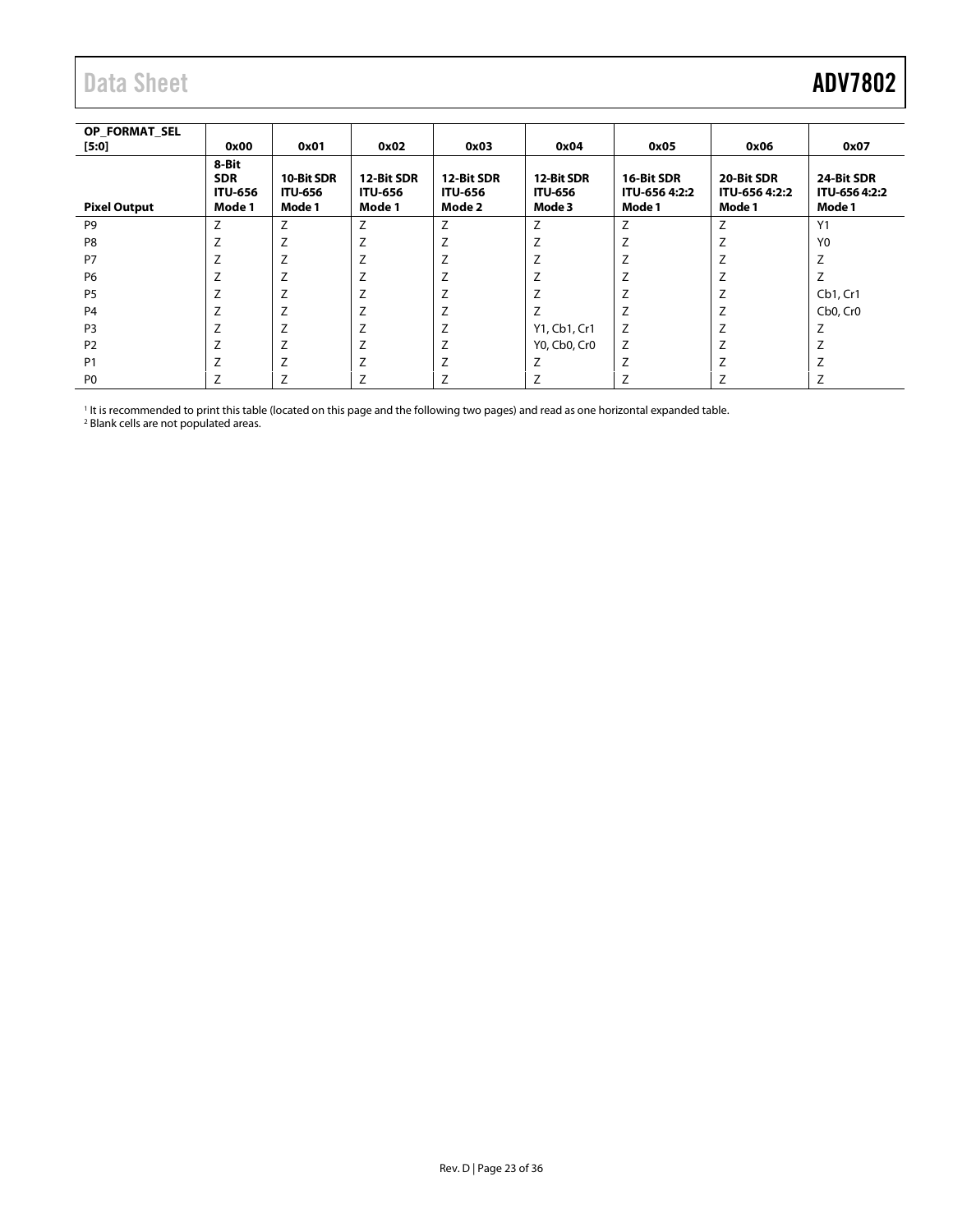| OP_FORMAT_SEL [5:0] | 0x00 | 0x01 | 0x02 | 0x03 | 0x04 | 0x05 | 0x06 | 0x07 |
|---|---|---|---|---|---|---|---|---|
| **Pixel Output** | **8-Bit SDR ITU-656 Mode 1** | **10-Bit SDR ITU-656 Mode 1** | **12-Bit SDR ITU-656 Mode 1** | **12-Bit SDR ITU-656 Mode 2** | **12-Bit SDR ITU-656 Mode 3** | **16-Bit SDR ITU-656 4:2:2 Mode 1** | **20-Bit SDR ITU-656 4:2:2 Mode 1** | **24-Bit SDR ITU-656 4:2:2 Mode 1** |
| P9 | Z | Z | Z | Z | Z | Z | Z | Y1 |
| P8 | Z | Z | Z | Z | Z | Z | Z | Y0 |
| P7 | Z | Z | Z | Z | Z | Z | Z | Z |
| P6 | Z | Z | Z | Z | Z | Z | Z | Z |
| P5 | Z | Z | Z | Z | Z | Z | Z | Cb1, Cr1 |
| P4 | Z | Z | Z | Z | Z | Z | Z | Cb0, Cr0 |
| P3 | Z | Z | Z | Z | Y1, Cb1, Cr1 | Z | Z | Z |
| P2 | Z | Z | Z | Z | Y0, Cb0, Cr0 | Z | Z | Z |
| P1 | Z | Z | Z | Z | Z | Z | Z | Z |
| P0 | Z | Z | Z | Z | Z | Z | Z | Z |

[1] It is recommended to print this table (located on this page and the following two pages) and read as one horizontal expanded table.
[2] Blank cells are not populated areas.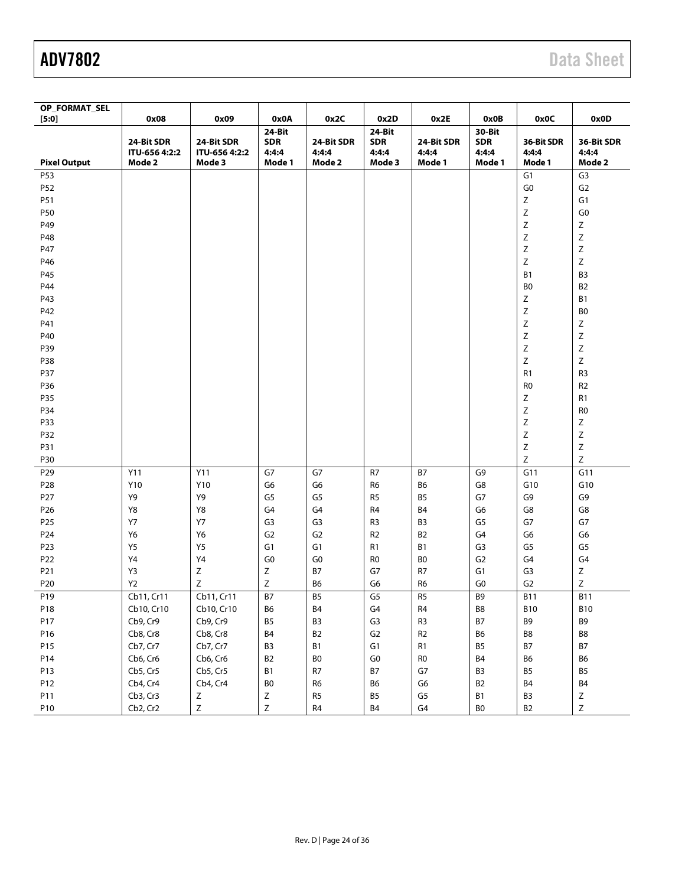| OP_FORMAT_SEL [5:0] | 0x08 | 0x09 | 0x0A | 0x2C | 0x2D | 0x2E | 0x0B | 0x0C | 0x0D |
|---|---|---|---|---|---|---|---|---|---|
| **Pixel Output** | **24-Bit SDR ITU-656 4:2:2 Mode 2** | **24-Bit SDR ITU-656 4:2:2 Mode 3** | **24-Bit SDR 4:4:4 Mode 1** | **24-Bit SDR 4:4:4 Mode 2** | **24-Bit SDR 4:4:4 Mode 3** | **24-Bit SDR 4:4:4 Mode 1** | **30-Bit SDR 4:4:4 Mode 1** | **36-Bit SDR 4:4:4 Mode 1** | **36-Bit SDR 4:4:4 Mode 2** |
| P53 | | | | | | | | G1 | G3 |
| P52 | | | | | | | | G0 | G2 |
| P51 | | | | | | | | Z | G1 |
| P50 | | | | | | | | Z | G0 |
| P49 | | | | | | | | Z | Z |
| P48 | | | | | | | | Z | Z |
| P47 | | | | | | | | Z | Z |
| P46 | | | | | | | | Z | Z |
| P45 | | | | | | | | B1 | B3 |
| P44 | | | | | | | | B0 | B2 |
| P43 | | | | | | | | Z | B1 |
| P42 | | | | | | | | Z | B0 |
| P41 | | | | | | | | Z | Z |
| P40 | | | | | | | | Z | Z |
| P39 | | | | | | | | Z | Z |
| P38 | | | | | | | | Z | Z |
| P37 | | | | | | | | R1 | R3 |
| P36 | | | | | | | | R0 | R2 |
| P35 | | | | | | | | Z | R1 |
| P34 | | | | | | | | Z | R0 |
| P33 | | | | | | | | Z | Z |
| P32 | | | | | | | | Z | Z |
| P31 | | | | | | | | Z | Z |
| P30 | | | | | | | | Z | Z |
| P29 | Y11 | Y11 | G7 | G7 | R7 | B7 | G9 | G11 | G11 |
| P28 | Y10 | Y10 | G6 | G6 | R6 | B6 | G8 | G10 | G10 |
| P27 | Y9 | Y9 | G5 | G5 | R5 | B5 | G7 | G9 | G9 |
| P26 | Y8 | Y8 | G4 | G4 | R4 | B4 | G6 | G8 | G8 |
| P25 | Y7 | Y7 | G3 | G3 | R3 | B3 | G5 | G7 | G7 |
| P24 | Y6 | Y6 | G2 | G2 | R2 | B2 | G4 | G6 | G6 |
| P23 | Y5 | Y5 | G1 | G1 | R1 | B1 | G3 | G5 | G5 |
| P22 | Y4 | Y4 | G0 | G0 | R0 | B0 | G2 | G4 | G4 |
| P21 | Y3 | Z | Z | B7 | G7 | R7 | G1 | G3 | Z |
| P20 | Y2 | Z | Z | B6 | G6 | R6 | G0 | G2 | Z |
| P19 | Cb11, Cr11 | Cb11, Cr11 | B7 | B5 | G5 | R5 | B9 | B11 | B11 |
| P18 | Cb10, Cr10 | Cb10, Cr10 | B6 | B4 | G4 | R4 | B8 | B10 | B10 |
| P17 | Cb9, Cr9 | Cb9, Cr9 | B5 | B3 | G3 | R3 | B7 | B9 | B9 |
| P16 | Cb8, Cr8 | Cb8, Cr8 | B4 | B2 | G2 | R2 | B6 | B8 | B8 |
| P15 | Cb7, Cr7 | Cb7, Cr7 | B3 | B1 | G1 | R1 | B5 | B7 | B7 |
| P14 | Cb6, Cr6 | Cb6, Cr6 | B2 | B0 | G0 | R0 | B4 | B6 | B6 |
| P13 | Cb5, Cr5 | Cb5, Cr5 | B1 | R7 | B7 | G7 | B3 | B5 | B5 |
| P12 | Cb4, Cr4 | Cb4, Cr4 | B0 | R6 | B6 | G6 | B2 | B4 | B4 |
| P11 | Cb3, Cr3 | Z | Z | R5 | B5 | G5 | B1 | B3 | Z |
| P10 | Cb2, Cr2 | Z | Z | R4 | B4 | G4 | B0 | B2 | Z |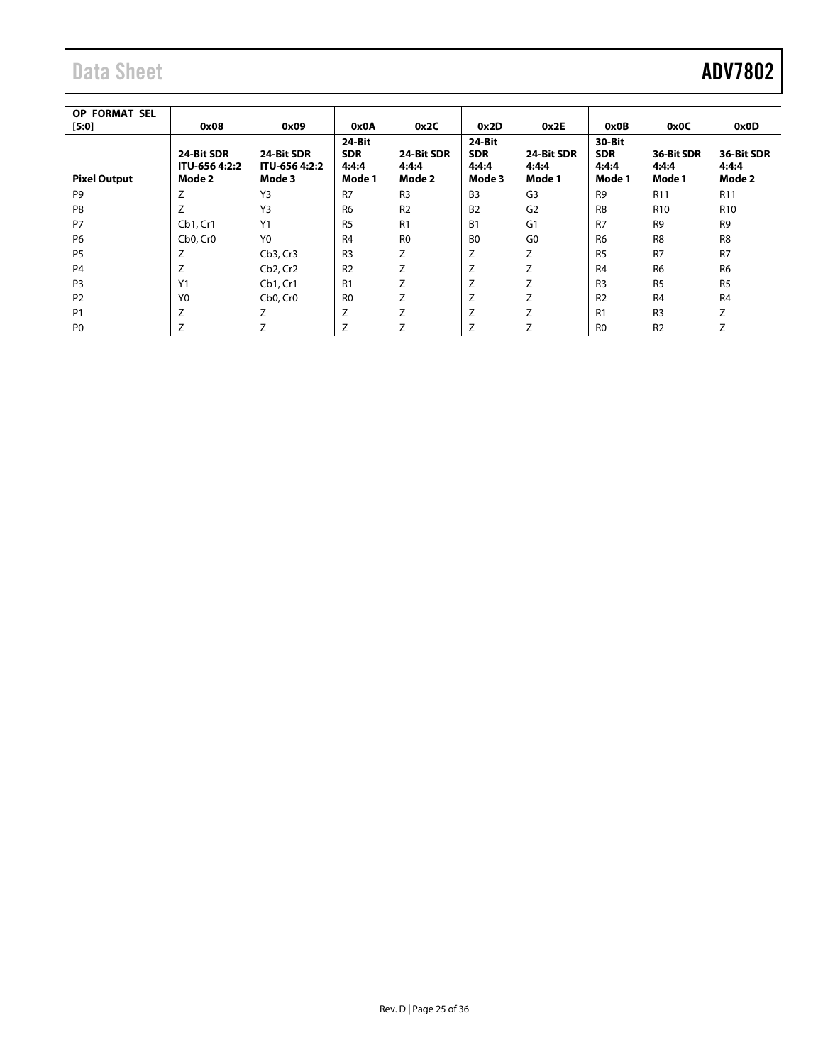| OP_FORMAT_SEL [5:0] | 0x08 | 0x09 | 0x0A | 0x2C | 0x2D | 0x2E | 0x0B | 0x0C | 0x0D |
|---|---|---|---|---|---|---|---|---|---|
| **Pixel Output** | **24-Bit SDR ITU-656 4:2:2 Mode 2** | **24-Bit SDR ITU-656 4:2:2 Mode 3** | **24-Bit SDR 4:4:4 Mode 1** | **24-Bit SDR 4:4:4 Mode 2** | **24-Bit SDR 4:4:4 Mode 3** | **24-Bit SDR 4:4:4 Mode 1** | **30-Bit SDR 4:4:4 Mode 1** | **36-Bit SDR 4:4:4 Mode 1** | **36-Bit SDR 4:4:4 Mode 2** |
| P9 | Z | Y3 | R7 | R3 | B3 | G3 | R9 | R11 | R11 |
| P8 | Z | Y3 | R6 | R2 | B2 | G2 | R8 | R10 | R10 |
| P7 | Cb1, Cr1 | Y1 | R5 | R1 | B1 | G1 | R7 | R9 | R9 |
| P6 | Cb0, Cr0 | Y0 | R4 | R0 | B0 | G0 | R6 | R8 | R8 |
| P5 | Z | Cb3, Cr3 | R3 | Z | Z | Z | R5 | R7 | R7 |
| P4 | Z | Cb2, Cr2 | R2 | Z | Z | Z | R4 | R6 | R6 |
| P3 | Y1 | Cb1, Cr1 | R1 | Z | Z | Z | R3 | R5 | R5 |
| P2 | Y0 | Cb0, Cr0 | R0 | Z | Z | Z | R2 | R4 | R4 |
| P1 | Z | Z | Z | Z | Z | Z | R1 | R3 | Z |
| P0 | Z | Z | Z | Z | Z | Z | R0 | R2 | Z |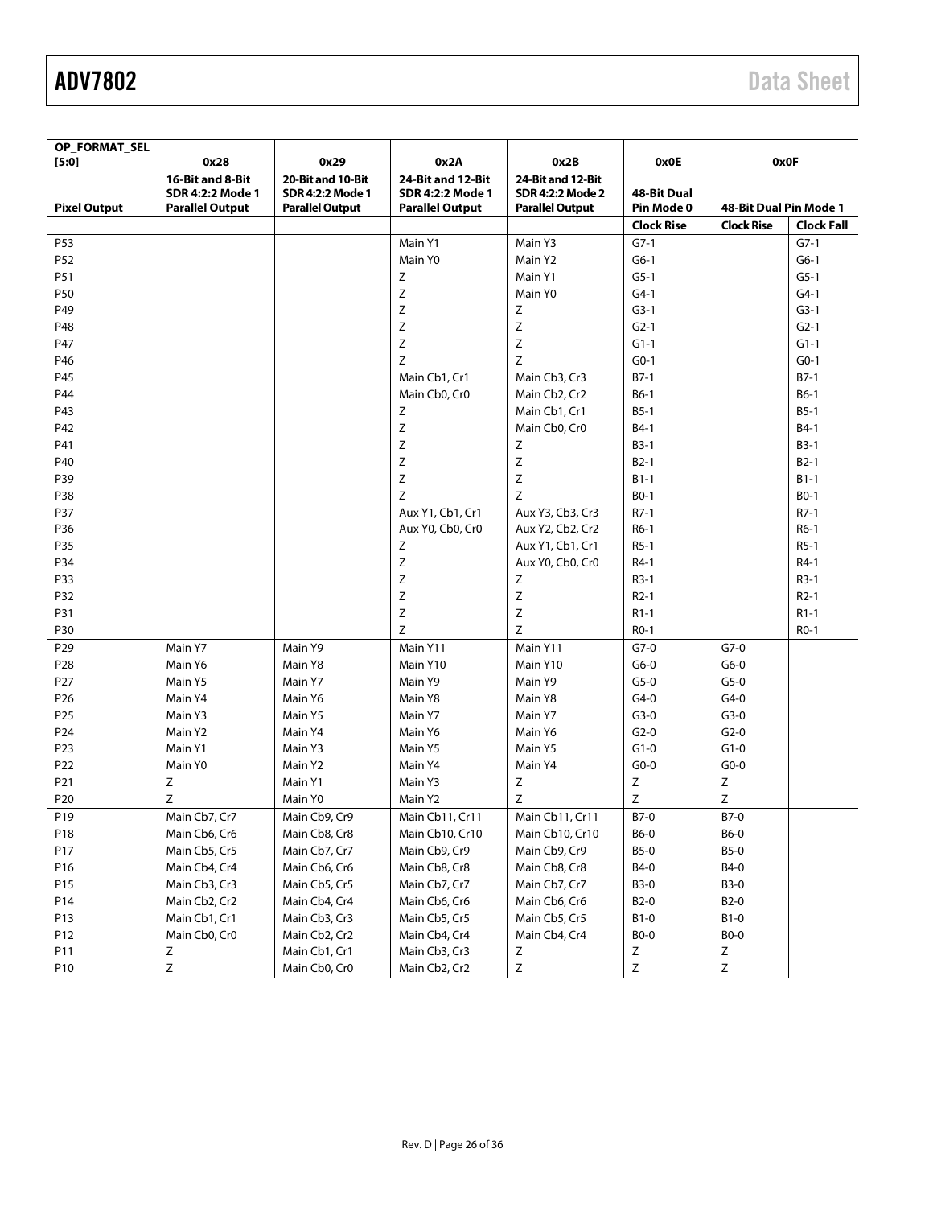| OP_FORMAT_SEL [5:0] | 0x28 | 0x29 | 0x2A | 0x2B | 0x0E | 0x0F | |
|---|---|---|---|---|---|---|---|
| Pixel Output | 16-Bit and 8-Bit SDR 4:2:2 Mode 1 Parallel Output | 20-Bit and 10-Bit SDR 4:2:2 Mode 1 Parallel Output | 24-Bit and 12-Bit SDR 4:2:2 Mode 1 Parallel Output | 24-Bit and 12-Bit SDR 4:2:2 Mode 2 Parallel Output | 48-Bit Dual Pin Mode 0 | 48-Bit Dual Pin Mode 1 | |
| | | | | | Clock Rise | Clock Rise | Clock Fall |
| P53 | | | Main Y1 | Main Y3 | G7-1 | | G7-1 |
| P52 | | | Main Y0 | Main Y2 | G6-1 | | G6-1 |
| P51 | | | Z | Main Y1 | G5-1 | | G5-1 |
| P50 | | | Z | Main Y0 | G4-1 | | G4-1 |
| P49 | | | Z | Z | G3-1 | | G3-1 |
| P48 | | | Z | Z | G2-1 | | G2-1 |
| P47 | | | Z | Z | G1-1 | | G1-1 |
| P46 | | | Z | Z | G0-1 | | G0-1 |
| P45 | | | Main Cb1, Cr1 | Main Cb3, Cr3 | B7-1 | | B7-1 |
| P44 | | | Main Cb0, Cr0 | Main Cb2, Cr2 | B6-1 | | B6-1 |
| P43 | | | Z | Main Cb1, Cr1 | B5-1 | | B5-1 |
| P42 | | | Z | Main Cb0, Cr0 | B4-1 | | B4-1 |
| P41 | | | Z | Z | B3-1 | | B3-1 |
| P40 | | | Z | Z | B2-1 | | B2-1 |
| P39 | | | Z | Z | B1-1 | | B1-1 |
| P38 | | | Z | Z | B0-1 | | B0-1 |
| P37 | | | Aux Y1, Cb1, Cr1 | Aux Y3, Cb3, Cr3 | R7-1 | | R7-1 |
| P36 | | | Aux Y0, Cb0, Cr0 | Aux Y2, Cb2, Cr2 | R6-1 | | R6-1 |
| P35 | | | Z | Aux Y1, Cb1, Cr1 | R5-1 | | R5-1 |
| P34 | | | Z | Aux Y0, Cb0, Cr0 | R4-1 | | R4-1 |
| P33 | | | Z | Z | R3-1 | | R3-1 |
| P32 | | | Z | Z | R2-1 | | R2-1 |
| P31 | | | Z | Z | R1-1 | | R1-1 |
| P30 | | | Z | Z | R0-1 | | R0-1 |
| P29 | Main Y7 | Main Y9 | Main Y11 | Main Y11 | G7-0 | G7-0 | |
| P28 | Main Y6 | Main Y8 | Main Y10 | Main Y10 | G6-0 | G6-0 | |
| P27 | Main Y5 | Main Y7 | Main Y9 | Main Y9 | G5-0 | G5-0 | |
| P26 | Main Y4 | Main Y6 | Main Y8 | Main Y8 | G4-0 | G4-0 | |
| P25 | Main Y3 | Main Y5 | Main Y7 | Main Y7 | G3-0 | G3-0 | |
| P24 | Main Y2 | Main Y4 | Main Y6 | Main Y6 | G2-0 | G2-0 | |
| P23 | Main Y1 | Main Y3 | Main Y5 | Main Y5 | G1-0 | G1-0 | |
| P22 | Main Y0 | Main Y2 | Main Y4 | Main Y4 | G0-0 | G0-0 | |
| P21 | Z | Main Y1 | Main Y3 | Z | Z | Z | |
| P20 | Z | Main Y0 | Main Y2 | Z | Z | Z | |
| P19 | Main Cb7, Cr7 | Main Cb9, Cr9 | Main Cb11, Cr11 | Main Cb11, Cr11 | B7-0 | B7-0 | |
| P18 | Main Cb6, Cr6 | Main Cb8, Cr8 | Main Cb10, Cr10 | Main Cb10, Cr10 | B6-0 | B6-0 | |
| P17 | Main Cb5, Cr5 | Main Cb7, Cr7 | Main Cb9, Cr9 | Main Cb9, Cr9 | B5-0 | B5-0 | |
| P16 | Main Cb4, Cr4 | Main Cb6, Cr6 | Main Cb8, Cr8 | Main Cb8, Cr8 | B4-0 | B4-0 | |
| P15 | Main Cb3, Cr3 | Main Cb5, Cr5 | Main Cb7, Cr7 | Main Cb7, Cr7 | B3-0 | B3-0 | |
| P14 | Main Cb2, Cr2 | Main Cb4, Cr4 | Main Cb6, Cr6 | Main Cb6, Cr6 | B2-0 | B2-0 | |
| P13 | Main Cb1, Cr1 | Main Cb3, Cr3 | Main Cb5, Cr5 | Main Cb5, Cr5 | B1-0 | B1-0 | |
| P12 | Main Cb0, Cr0 | Main Cb2, Cr2 | Main Cb4, Cr4 | Main Cb4, Cr4 | B0-0 | B0-0 | |
| P11 | Z | Main Cb1, Cr1 | Main Cb3, Cr3 | Z | Z | Z | |
| P10 | Z | Main Cb0, Cr0 | Main Cb2, Cr2 | Z | Z | Z | |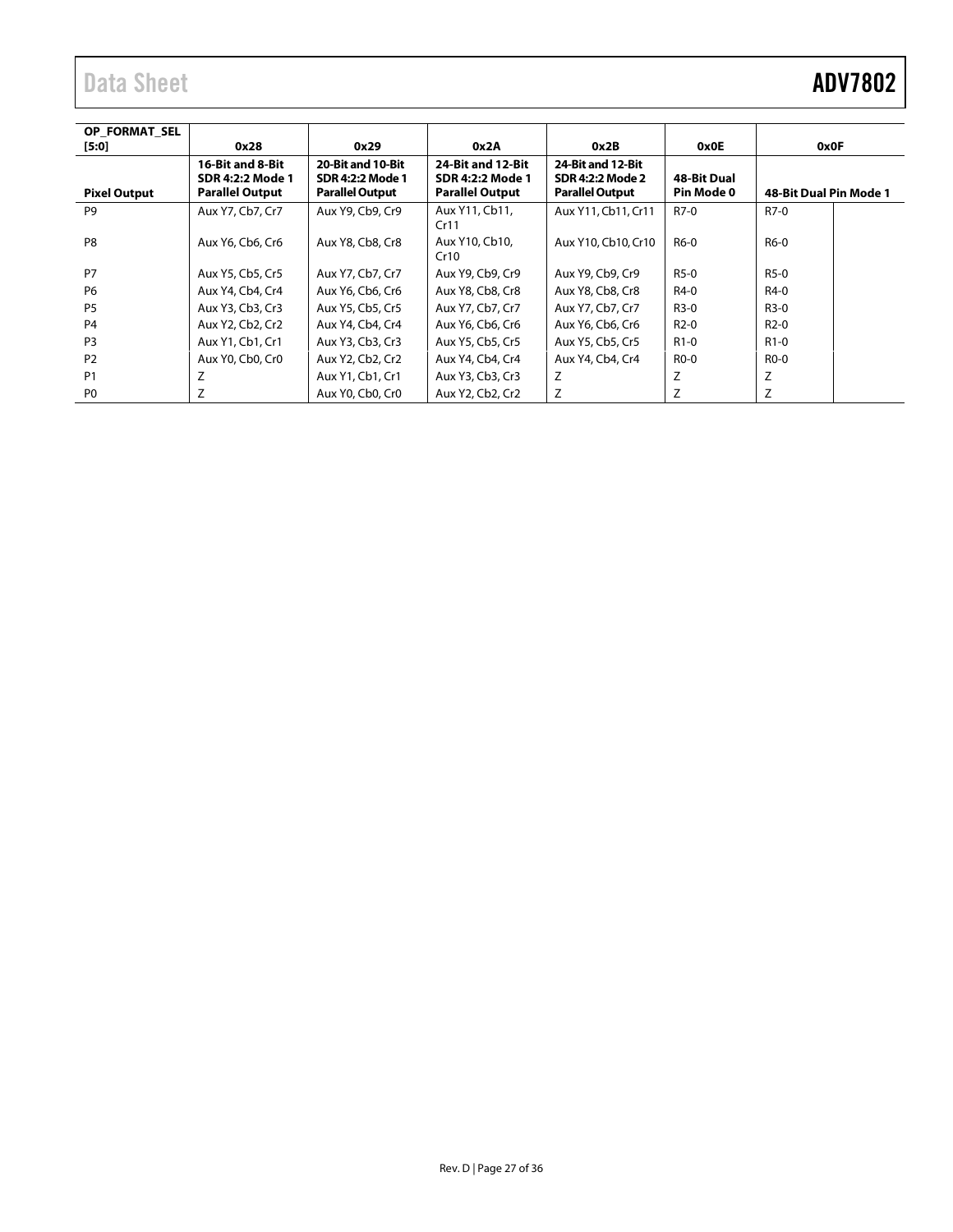| OP_FORMAT_SEL [5:0] | 0x28 | 0x29 | 0x2A | 0x2B | 0x0E | 0x0F | |
|---|---|---|---|---|---|---|---|
| **Pixel Output** | **16-Bit and 8-Bit SDR 4:2:2 Mode 1 Parallel Output** | **20-Bit and 10-Bit SDR 4:2:2 Mode 1 Parallel Output** | **24-Bit and 12-Bit SDR 4:2:2 Mode 1 Parallel Output** | **24-Bit and 12-Bit SDR 4:2:2 Mode 2 Parallel Output** | **48-Bit Dual Pin Mode 0** | **48-Bit Dual Pin Mode 1** | |
| P9 | Aux Y7, Cb7, Cr7 | Aux Y9, Cb9, Cr9 | Aux Y11, Cb11, Cr11 | Aux Y11, Cb11, Cr11 | R7-0 | R7-0 | |
| P8 | Aux Y6, Cb6, Cr6 | Aux Y8, Cb8, Cr8 | Aux Y10, Cb10, Cr10 | Aux Y10, Cb10, Cr10 | R6-0 | R6-0 | |
| P7 | Aux Y5, Cb5, Cr5 | Aux Y7, Cb7, Cr7 | Aux Y9, Cb9, Cr9 | Aux Y9, Cb9, Cr9 | R5-0 | R5-0 | |
| P6 | Aux Y4, Cb4, Cr4 | Aux Y6, Cb6, Cr6 | Aux Y8, Cb8, Cr8 | Aux Y8, Cb8, Cr8 | R4-0 | R4-0 | |
| P5 | Aux Y3, Cb3, Cr3 | Aux Y5, Cb5, Cr5 | Aux Y7, Cb7, Cr7 | Aux Y7, Cb7, Cr7 | R3-0 | R3-0 | |
| P4 | Aux Y2, Cb2, Cr2 | Aux Y4, Cb4, Cr4 | Aux Y6, Cb6, Cr6 | Aux Y6, Cb6, Cr6 | R2-0 | R2-0 | |
| P3 | Aux Y1, Cb1, Cr1 | Aux Y3, Cb3, Cr3 | Aux Y5, Cb5, Cr5 | Aux Y5, Cb5, Cr5 | R1-0 | R1-0 | |
| P2 | Aux Y0, Cb0, Cr0 | Aux Y2, Cb2, Cr2 | Aux Y4, Cb4, Cr4 | Aux Y4, Cb4, Cr4 | R0-0 | R0-0 | |
| P1 | Z | Aux Y1, Cb1, Cr1 | Aux Y3, Cb3, Cr3 | Z | Z | Z | |
| P0 | Z | Aux Y0, Cb0, Cr0 | Aux Y2, Cb2, Cr2 | Z | Z | Z | |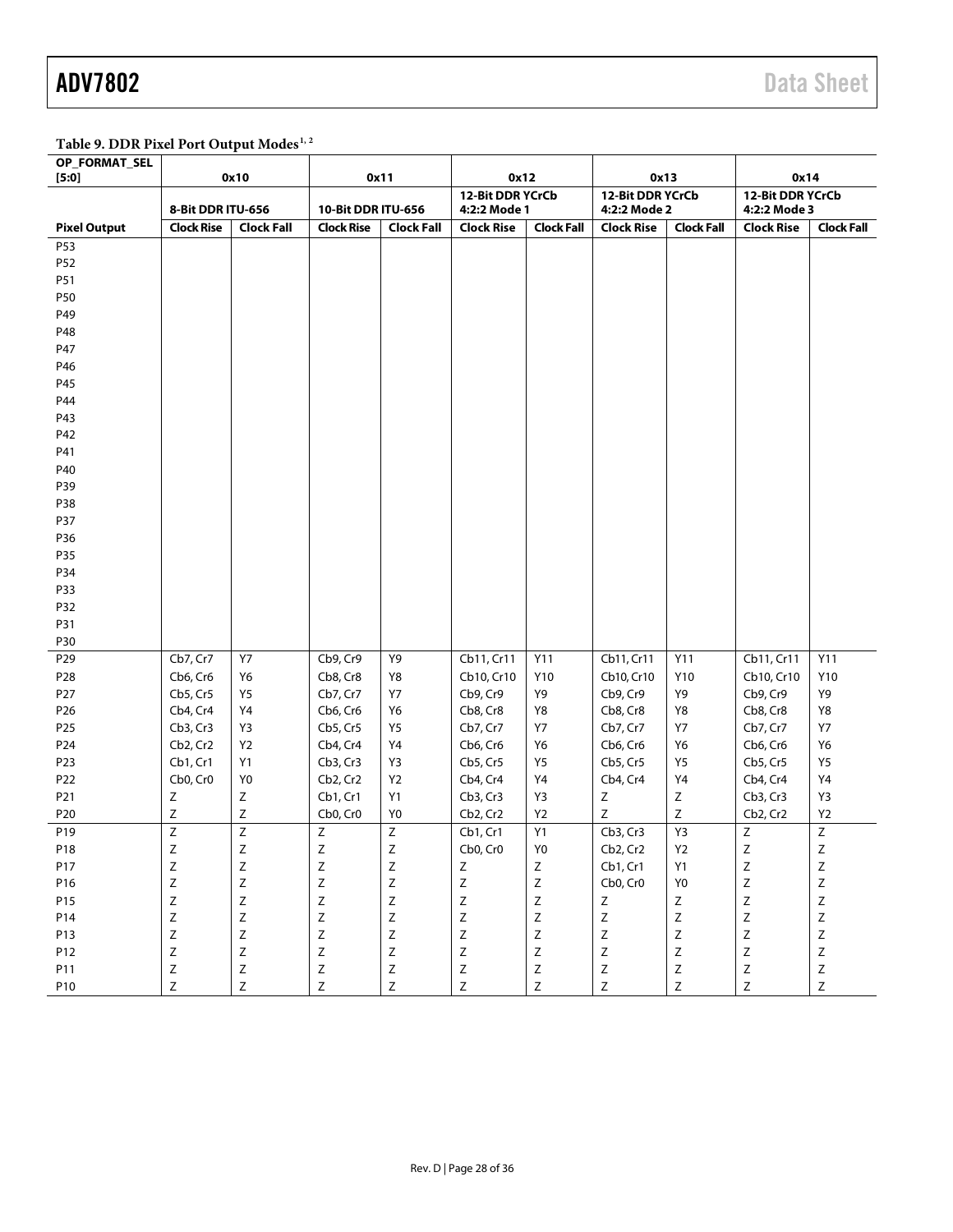**Table 9. DDR Pixel Port Output Modes[1, 2]**

| OP_FORMAT_SEL [5:0] | 0x10 | | 0x11 | | 0x12 | | 0x13 | | 0x14 | |
|---|---|---|---|---|---|---|---|---|---|---|
| | 8-Bit DDR ITU-656 | | 10-Bit DDR ITU-656 | | 12-Bit DDR YCrCb 4:2:2 Mode 1 | | 12-Bit DDR YCrCb 4:2:2 Mode 2 | | 12-Bit DDR YCrCb 4:2:2 Mode 3 | |
| **Pixel Output** | **Clock Rise** | **Clock Fall** | **Clock Rise** | **Clock Fall** | **Clock Rise** | **Clock Fall** | **Clock Rise** | **Clock Fall** | **Clock Rise** | **Clock Fall** |
| P53 | | | | | | | | | | |
| P52 | | | | | | | | | | |
| P51 | | | | | | | | | | |
| P50 | | | | | | | | | | |
| P49 | | | | | | | | | | |
| P48 | | | | | | | | | | |
| P47 | | | | | | | | | | |
| P46 | | | | | | | | | | |
| P45 | | | | | | | | | | |
| P44 | | | | | | | | | | |
| P43 | | | | | | | | | | |
| P42 | | | | | | | | | | |
| P41 | | | | | | | | | | |
| P40 | | | | | | | | | | |
| P39 | | | | | | | | | | |
| P38 | | | | | | | | | | |
| P37 | | | | | | | | | | |
| P36 | | | | | | | | | | |
| P35 | | | | | | | | | | |
| P34 | | | | | | | | | | |
| P33 | | | | | | | | | | |
| P32 | | | | | | | | | | |
| P31 | | | | | | | | | | |
| P30 | | | | | | | | | | |
| P29 | Cb7, Cr7 | Y7 | Cb9, Cr9 | Y9 | Cb11, Cr11 | Y11 | Cb11, Cr11 | Y11 | Cb11, Cr11 | Y11 |
| P28 | Cb6, Cr6 | Y6 | Cb8, Cr8 | Y8 | Cb10, Cr10 | Y10 | Cb10, Cr10 | Y10 | Cb10, Cr10 | Y10 |
| P27 | Cb5, Cr5 | Y5 | Cb7, Cr7 | Y7 | Cb9, Cr9 | Y9 | Cb9, Cr9 | Y9 | Cb9, Cr9 | Y9 |
| P26 | Cb4, Cr4 | Y4 | Cb6, Cr6 | Y6 | Cb8, Cr8 | Y8 | Cb8, Cr8 | Y8 | Cb8, Cr8 | Y8 |
| P25 | Cb3, Cr3 | Y3 | Cb5, Cr5 | Y5 | Cb7, Cr7 | Y7 | Cb7, Cr7 | Y7 | Cb7, Cr7 | Y7 |
| P24 | Cb2, Cr2 | Y2 | Cb4, Cr4 | Y4 | Cb6, Cr6 | Y6 | Cb6, Cr6 | Y6 | Cb6, Cr6 | Y6 |
| P23 | Cb1, Cr1 | Y1 | Cb3, Cr3 | Y3 | Cb5, Cr5 | Y5 | Cb5, Cr5 | Y5 | Cb5, Cr5 | Y5 |
| P22 | Cb0, Cr0 | Y0 | Cb2, Cr2 | Y2 | Cb4, Cr4 | Y4 | Cb4, Cr4 | Y4 | Cb4, Cr4 | Y4 |
| P21 | Z | Z | Cb1, Cr1 | Y1 | Cb3, Cr3 | Y3 | Z | Z | Cb3, Cr3 | Y3 |
| P20 | Z | Z | Cb0, Cr0 | Y0 | Cb2, Cr2 | Y2 | Z | Z | Cb2, Cr2 | Y2 |
| P19 | Z | Z | Z | Z | Cb1, Cr1 | Y1 | Cb3, Cr3 | Y3 | Z | Z |
| P18 | Z | Z | Z | Z | Cb0, Cr0 | Y0 | Cb2, Cr2 | Y2 | Z | Z |
| P17 | Z | Z | Z | Z | Z | Z | Cb1, Cr1 | Y1 | Z | Z |
| P16 | Z | Z | Z | Z | Z | Z | Cb0, Cr0 | Y0 | Z | Z |
| P15 | Z | Z | Z | Z | Z | Z | Z | Z | Z | Z |
| P14 | Z | Z | Z | Z | Z | Z | Z | Z | Z | Z |
| P13 | Z | Z | Z | Z | Z | Z | Z | Z | Z | Z |
| P12 | Z | Z | Z | Z | Z | Z | Z | Z | Z | Z |
| P11 | Z | Z | Z | Z | Z | Z | Z | Z | Z | Z |
| P10 | Z | Z | Z | Z | Z | Z | Z | Z | Z | Z |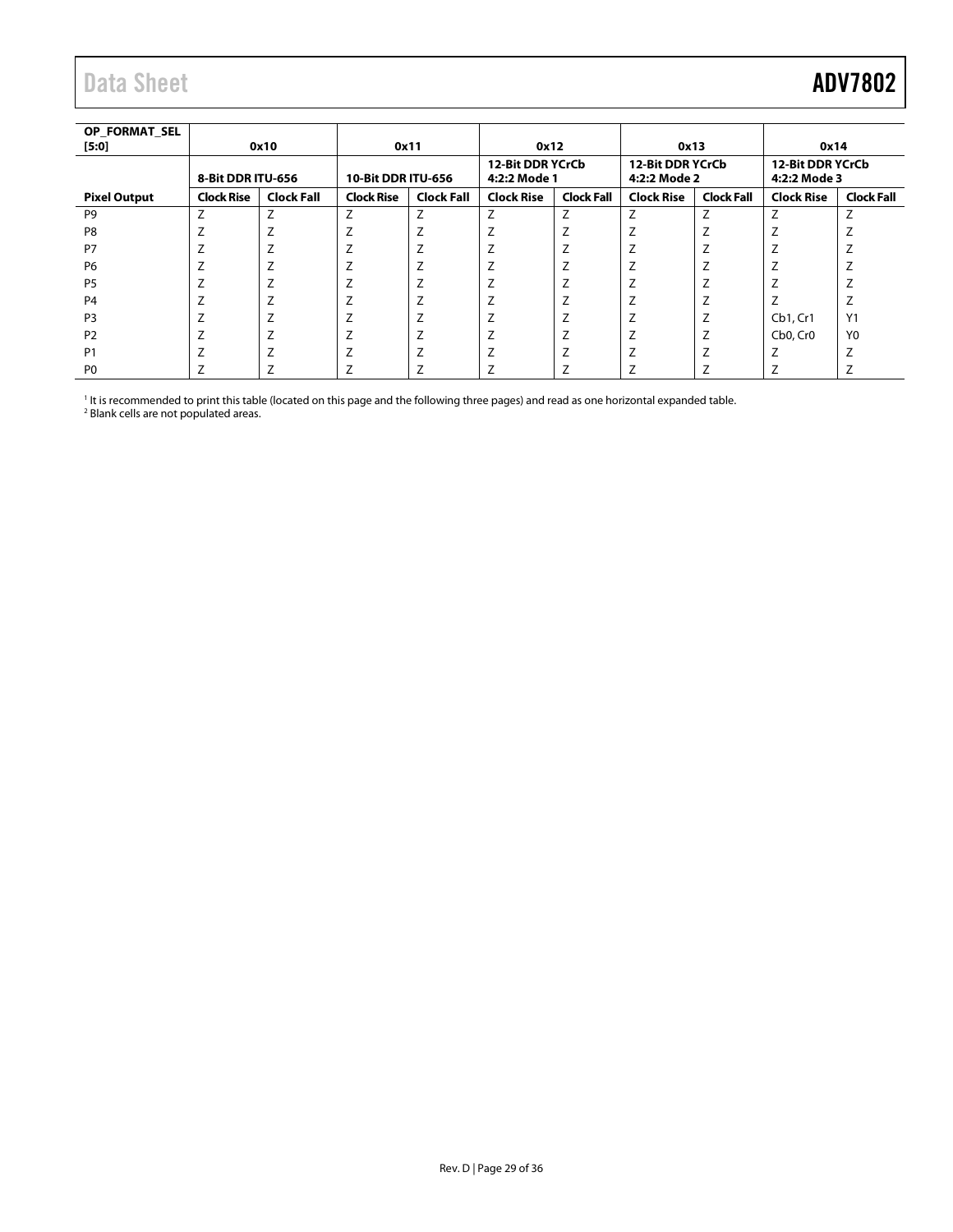| OP_FORMAT_SEL [5:0] | 0x10 | | 0x11 | | 0x12 | | 0x13 | | 0x14 | |
|---|---|---|---|---|---|---|---|---|---|---|
| | 8-Bit DDR ITU-656 | | 10-Bit DDR ITU-656 | | 12-Bit DDR YCrCb 4:2:2 Mode 1 | | 12-Bit DDR YCrCb 4:2:2 Mode 2 | | 12-Bit DDR YCrCb 4:2:2 Mode 3 | |
| **Pixel Output** | **Clock Rise** | **Clock Fall** | **Clock Rise** | **Clock Fall** | **Clock Rise** | **Clock Fall** | **Clock Rise** | **Clock Fall** | **Clock Rise** | **Clock Fall** |
| P9 | Z | Z | Z | Z | Z | Z | Z | Z | Z | Z |
| P8 | Z | Z | Z | Z | Z | Z | Z | Z | Z | Z |
| P7 | Z | Z | Z | Z | Z | Z | Z | Z | Z | Z |
| P6 | Z | Z | Z | Z | Z | Z | Z | Z | Z | Z |
| P5 | Z | Z | Z | Z | Z | Z | Z | Z | Z | Z |
| P4 | Z | Z | Z | Z | Z | Z | Z | Z | Z | Z |
| P3 | Z | Z | Z | Z | Z | Z | Z | Z | Cb1, Cr1 | Y1 |
| P2 | Z | Z | Z | Z | Z | Z | Z | Z | Cb0, Cr0 | Y0 |
| P1 | Z | Z | Z | Z | Z | Z | Z | Z | Z | Z |
| P0 | Z | Z | Z | Z | Z | Z | Z | Z | Z | Z |

[1] It is recommended to print this table (located on this page and the following three pages) and read as one horizontal expanded table.
[2] Blank cells are not populated areas.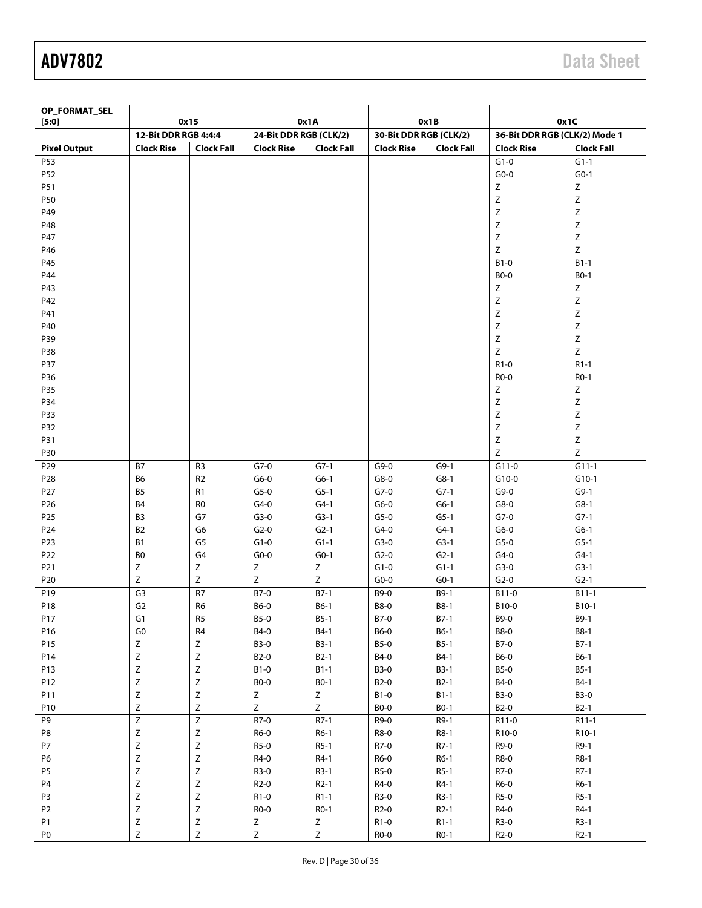| OP_FORMAT_SEL [5:0] | 0x15 | | 0x1A | | 0x1B | | 0x1C | |
|---|---|---|---|---|---|---|---|---|
| | 12-Bit DDR RGB 4:4:4 | | 24-Bit DDR RGB (CLK/2) | | 30-Bit DDR RGB (CLK/2) | | 36-Bit DDR RGB (CLK/2) Mode 1 | |
| Pixel Output | Clock Rise | Clock Fall | Clock Rise | Clock Fall | Clock Rise | Clock Fall | Clock Rise | Clock Fall |
| P53 | | | | | | | G1-0 | G1-1 |
| P52 | | | | | | | G0-0 | G0-1 |
| P51 | | | | | | | Z | Z |
| P50 | | | | | | | Z | Z |
| P49 | | | | | | | Z | Z |
| P48 | | | | | | | Z | Z |
| P47 | | | | | | | Z | Z |
| P46 | | | | | | | Z | Z |
| P45 | | | | | | | B1-0 | B1-1 |
| P44 | | | | | | | B0-0 | B0-1 |
| P43 | | | | | | | Z | Z |
| P42 | | | | | | | Z | Z |
| P41 | | | | | | | Z | Z |
| P40 | | | | | | | Z | Z |
| P39 | | | | | | | Z | Z |
| P38 | | | | | | | Z | Z |
| P37 | | | | | | | R1-0 | R1-1 |
| P36 | | | | | | | R0-0 | R0-1 |
| P35 | | | | | | | Z | Z |
| P34 | | | | | | | Z | Z |
| P33 | | | | | | | Z | Z |
| P32 | | | | | | | Z | Z |
| P31 | | | | | | | Z | Z |
| P30 | | | | | | | Z | Z |
| P29 | B7 | R3 | G7-0 | G7-1 | G9-0 | G9-1 | G11-0 | G11-1 |
| P28 | B6 | R2 | G6-0 | G6-1 | G8-0 | G8-1 | G10-0 | G10-1 |
| P27 | B5 | R1 | G5-0 | G5-1 | G7-0 | G7-1 | G9-0 | G9-1 |
| P26 | B4 | R0 | G4-0 | G4-1 | G6-0 | G6-1 | G8-0 | G8-1 |
| P25 | B3 | G7 | G3-0 | G3-1 | G5-0 | G5-1 | G7-0 | G7-1 |
| P24 | B2 | G6 | G2-0 | G2-1 | G4-0 | G4-1 | G6-0 | G6-1 |
| P23 | B1 | G5 | G1-0 | G1-1 | G3-0 | G3-1 | G5-0 | G5-1 |
| P22 | B0 | G4 | G0-0 | G0-1 | G2-0 | G2-1 | G4-0 | G4-1 |
| P21 | Z | Z | Z | Z | G1-0 | G1-1 | G3-0 | G3-1 |
| P20 | Z | Z | Z | Z | G0-0 | G0-1 | G2-0 | G2-1 |
| P19 | G3 | R7 | B7-0 | B7-1 | B9-0 | B9-1 | B11-0 | B11-1 |
| P18 | G2 | R6 | B6-0 | B6-1 | B8-0 | B8-1 | B10-0 | B10-1 |
| P17 | G1 | R5 | B5-0 | B5-1 | B7-0 | B7-1 | B9-0 | B9-1 |
| P16 | G0 | R4 | B4-0 | B4-1 | B6-0 | B6-1 | B8-0 | B8-1 |
| P15 | Z | Z | B3-0 | B3-1 | B5-0 | B5-1 | B7-0 | B7-1 |
| P14 | Z | Z | B2-0 | B2-1 | B4-0 | B4-1 | B6-0 | B6-1 |
| P13 | Z | Z | B1-0 | B1-1 | B3-0 | B3-1 | B5-0 | B5-1 |
| P12 | Z | Z | B0-0 | B0-1 | B2-0 | B2-1 | B4-0 | B4-1 |
| P11 | Z | Z | Z | Z | B1-0 | B1-1 | B3-0 | B3-0 |
| P10 | Z | Z | Z | Z | B0-0 | B0-1 | B2-0 | B2-1 |
| P9 | Z | Z | R7-0 | R7-1 | R9-0 | R9-1 | R11-0 | R11-1 |
| P8 | Z | Z | R6-0 | R6-1 | R8-0 | R8-1 | R10-0 | R10-1 |
| P7 | Z | Z | R5-0 | R5-1 | R7-0 | R7-1 | R9-0 | R9-1 |
| P6 | Z | Z | R4-0 | R4-1 | R6-0 | R6-1 | R8-0 | R8-1 |
| P5 | Z | Z | R3-0 | R3-1 | R5-0 | R5-1 | R7-0 | R7-1 |
| P4 | Z | Z | R2-0 | R2-1 | R4-0 | R4-1 | R6-0 | R6-1 |
| P3 | Z | Z | R1-0 | R1-1 | R3-0 | R3-1 | R5-0 | R5-1 |
| P2 | Z | Z | R0-0 | R0-1 | R2-0 | R2-1 | R4-0 | R4-1 |
| P1 | Z | Z | Z | Z | R1-0 | R1-1 | R3-0 | R3-1 |
| P0 | Z | Z | Z | Z | R0-0 | R0-1 | R2-0 | R2-1 |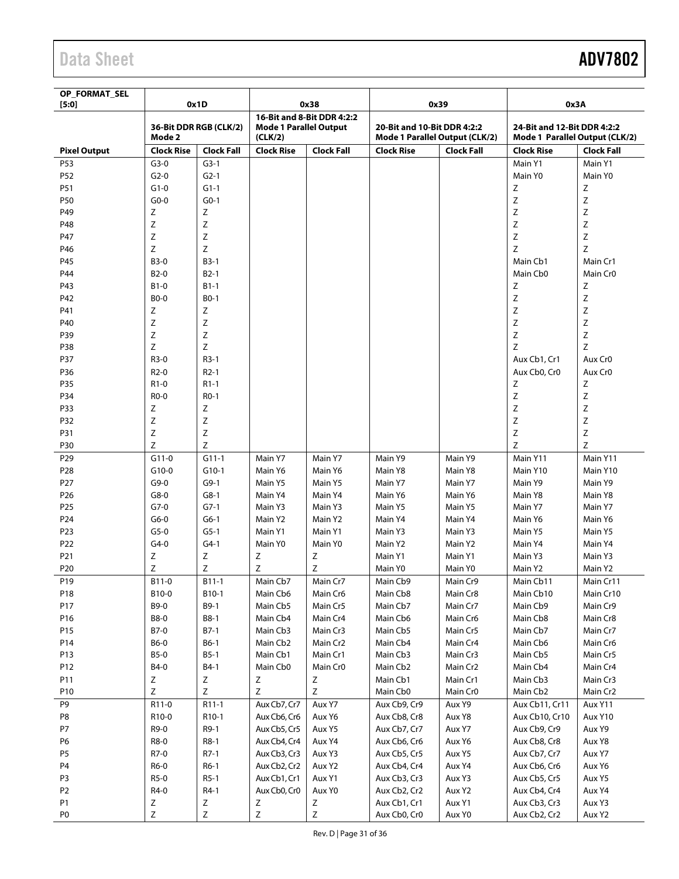| OP_FORMAT_SEL [5:0] | 0x1D | | 0x38 | | 0x39 | | 0x3A | |
|---|---|---|---|---|---|---|---|---|
| | 36-Bit DDR RGB (CLK/2) Mode 2 | | 16-Bit and 8-Bit DDR 4:2:2 Mode 1 Parallel Output (CLK/2) | | 20-Bit and 10-Bit DDR 4:2:2 Mode 1 Parallel Output (CLK/2) | | 24-Bit and 12-Bit DDR 4:2:2 Mode 1 Parallel Output (CLK/2) | |
| **Pixel Output** | **Clock Rise** | **Clock Fall** | **Clock Rise** | **Clock Fall** | **Clock Rise** | **Clock Fall** | **Clock Rise** | **Clock Fall** |
| P53 | G3-0 | G3-1 | | | | | Main Y1 | Main Y1 |
| P52 | G2-0 | G2-1 | | | | | Main Y0 | Main Y0 |
| P51 | G1-0 | G1-1 | | | | | Z | Z |
| P50 | G0-0 | G0-1 | | | | | Z | Z |
| P49 | Z | Z | | | | | Z | Z |
| P48 | Z | Z | | | | | Z | Z |
| P47 | Z | Z | | | | | Z | Z |
| P46 | Z | Z | | | | | Z | Z |
| P45 | B3-0 | B3-1 | | | | | Main Cb1 | Main Cr1 |
| P44 | B2-0 | B2-1 | | | | | Main Cb0 | Main Cr0 |
| P43 | B1-0 | B1-1 | | | | | Z | Z |
| P42 | B0-0 | B0-1 | | | | | Z | Z |
| P41 | Z | Z | | | | | Z | Z |
| P40 | Z | Z | | | | | Z | Z |
| P39 | Z | Z | | | | | Z | Z |
| P38 | Z | Z | | | | | Z | Z |
| P37 | R3-0 | R3-1 | | | | | Aux Cb1, Cr1 | Aux Cr0 |
| P36 | R2-0 | R2-1 | | | | | Aux Cb0, Cr0 | Aux Cr0 |
| P35 | R1-0 | R1-1 | | | | | Z | Z |
| P34 | R0-0 | R0-1 | | | | | Z | Z |
| P33 | Z | Z | | | | | Z | Z |
| P32 | Z | Z | | | | | Z | Z |
| P31 | Z | Z | | | | | Z | Z |
| P30 | Z | Z | | | | | Z | Z |
| P29 | G11-0 | G11-1 | Main Y7 | Main Y7 | Main Y9 | Main Y9 | Main Y11 | Main Y11 |
| P28 | G10-0 | G10-1 | Main Y6 | Main Y6 | Main Y8 | Main Y8 | Main Y10 | Main Y10 |
| P27 | G9-0 | G9-1 | Main Y5 | Main Y5 | Main Y7 | Main Y7 | Main Y9 | Main Y9 |
| P26 | G8-0 | G8-1 | Main Y4 | Main Y4 | Main Y6 | Main Y6 | Main Y8 | Main Y8 |
| P25 | G7-0 | G7-1 | Main Y3 | Main Y3 | Main Y5 | Main Y5 | Main Y7 | Main Y7 |
| P24 | G6-0 | G6-1 | Main Y2 | Main Y2 | Main Y4 | Main Y4 | Main Y6 | Main Y6 |
| P23 | G5-0 | G5-1 | Main Y1 | Main Y1 | Main Y3 | Main Y3 | Main Y5 | Main Y5 |
| P22 | G4-0 | G4-1 | Main Y0 | Main Y0 | Main Y2 | Main Y2 | Main Y4 | Main Y4 |
| P21 | Z | Z | Z | Z | Main Y1 | Main Y1 | Main Y3 | Main Y3 |
| P20 | Z | Z | Z | Z | Main Y0 | Main Y0 | Main Y2 | Main Y2 |
| P19 | B11-0 | B11-1 | Main Cb7 | Main Cr7 | Main Cb9 | Main Cr9 | Main Cb11 | Main Cr11 |
| P18 | B10-0 | B10-1 | Main Cb6 | Main Cr6 | Main Cb8 | Main Cr8 | Main Cb10 | Main Cr10 |
| P17 | B9-0 | B9-1 | Main Cb5 | Main Cr5 | Main Cb7 | Main Cr7 | Main Cb9 | Main Cr9 |
| P16 | B8-0 | B8-1 | Main Cb4 | Main Cr4 | Main Cb6 | Main Cr6 | Main Cb8 | Main Cr8 |
| P15 | B7-0 | B7-1 | Main Cb3 | Main Cr3 | Main Cb5 | Main Cr5 | Main Cb7 | Main Cr7 |
| P14 | B6-0 | B6-1 | Main Cb2 | Main Cr2 | Main Cb4 | Main Cr4 | Main Cb6 | Main Cr6 |
| P13 | B5-0 | B5-1 | Main Cb1 | Main Cr1 | Main Cb3 | Main Cr3 | Main Cb5 | Main Cr5 |
| P12 | B4-0 | B4-1 | Main Cb0 | Main Cr0 | Main Cb2 | Main Cr2 | Main Cb4 | Main Cr4 |
| P11 | Z | Z | Z | Z | Main Cb1 | Main Cr1 | Main Cb3 | Main Cr3 |
| P10 | Z | Z | Z | Z | Main Cb0 | Main Cr0 | Main Cb2 | Main Cr2 |
| P9 | R11-0 | R11-1 | Aux Cb7, Cr7 | Aux Y7 | Aux Cb9, Cr9 | Aux Y9 | Aux Cb11, Cr11 | Aux Y11 |
| P8 | R10-0 | R10-1 | Aux Cb6, Cr6 | Aux Y6 | Aux Cb8, Cr8 | Aux Y8 | Aux Cb10, Cr10 | Aux Y10 |
| P7 | R9-0 | R9-1 | Aux Cb5, Cr5 | Aux Y5 | Aux Cb7, Cr7 | Aux Y7 | Aux Cb9, Cr9 | Aux Y9 |
| P6 | R8-0 | R8-1 | Aux Cb4, Cr4 | Aux Y4 | Aux Cb6, Cr6 | Aux Y6 | Aux Cb8, Cr8 | Aux Y8 |
| P5 | R7-0 | R7-1 | Aux Cb3, Cr3 | Aux Y3 | Aux Cb5, Cr5 | Aux Y5 | Aux Cb7, Cr7 | Aux Y7 |
| P4 | R6-0 | R6-1 | Aux Cb2, Cr2 | Aux Y2 | Aux Cb4, Cr4 | Aux Y4 | Aux Cb6, Cr6 | Aux Y6 |
| P3 | R5-0 | R5-1 | Aux Cb1, Cr1 | Aux Y1 | Aux Cb3, Cr3 | Aux Y3 | Aux Cb5, Cr5 | Aux Y5 |
| P2 | R4-0 | R4-1 | Aux Cb0, Cr0 | Aux Y0 | Aux Cb2, Cr2 | Aux Y2 | Aux Cb4, Cr4 | Aux Y4 |
| P1 | Z | Z | Z | Z | Aux Cb1, Cr1 | Aux Y1 | Aux Cb3, Cr3 | Aux Y3 |
| P0 | Z | Z | Z | Z | Aux Cb0, Cr0 | Aux Y0 | Aux Cb2, Cr2 | Aux Y2 |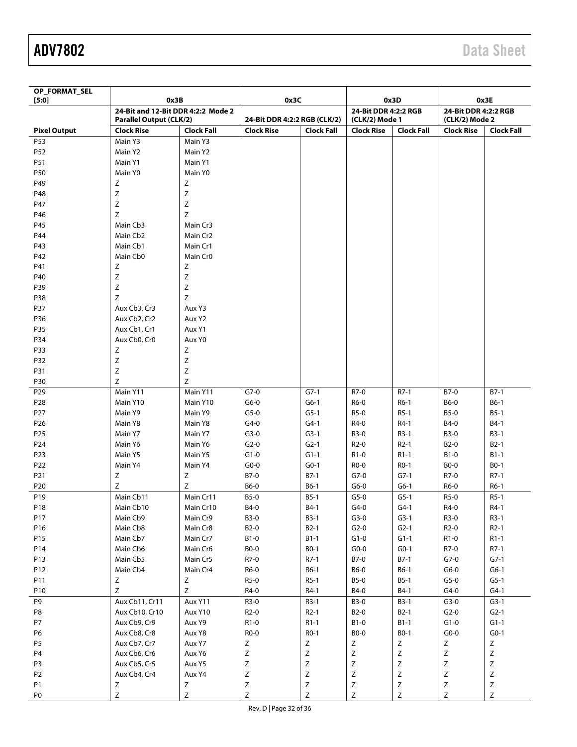| OP_FORMAT_SEL [5:0] | 0x3B | | 0x3C | | 0x3D | | 0x3E | |
|---|---|---|---|---|---|---|---|---|
| | 24-Bit and 12-Bit DDR 4:2:2 Mode 2 Parallel Output (CLK/2) | | 24-Bit DDR 4:2:2 RGB (CLK/2) | | 24-Bit DDR 4:2:2 RGB (CLK/2) Mode 1 | | 24-Bit DDR 4:2:2 RGB (CLK/2) Mode 2 | |
| Pixel Output | Clock Rise | Clock Fall | Clock Rise | Clock Fall | Clock Rise | Clock Fall | Clock Rise | Clock Fall |
| P53 | Main Y3 | Main Y3 | | | | | | |
| P52 | Main Y2 | Main Y2 | | | | | | |
| P51 | Main Y1 | Main Y1 | | | | | | |
| P50 | Main Y0 | Main Y0 | | | | | | |
| P49 | Z | Z | | | | | | |
| P48 | Z | Z | | | | | | |
| P47 | Z | Z | | | | | | |
| P46 | Z | Z | | | | | | |
| P45 | Main Cb3 | Main Cr3 | | | | | | |
| P44 | Main Cb2 | Main Cr2 | | | | | | |
| P43 | Main Cb1 | Main Cr1 | | | | | | |
| P42 | Main Cb0 | Main Cr0 | | | | | | |
| P41 | Z | Z | | | | | | |
| P40 | Z | Z | | | | | | |
| P39 | Z | Z | | | | | | |
| P38 | Z | Z | | | | | | |
| P37 | Aux Cb3, Cr3 | Aux Y3 | | | | | | |
| P36 | Aux Cb2, Cr2 | Aux Y2 | | | | | | |
| P35 | Aux Cb1, Cr1 | Aux Y1 | | | | | | |
| P34 | Aux Cb0, Cr0 | Aux Y0 | | | | | | |
| P33 | Z | Z | | | | | | |
| P32 | Z | Z | | | | | | |
| P31 | Z | Z | | | | | | |
| P30 | Z | Z | | | | | | |
| P29 | Main Y11 | Main Y11 | G7-0 | G7-1 | R7-0 | R7-1 | B7-0 | B7-1 |
| P28 | Main Y10 | Main Y10 | G6-0 | G6-1 | R6-0 | R6-1 | B6-0 | B6-1 |
| P27 | Main Y9 | Main Y9 | G5-0 | G5-1 | R5-0 | R5-1 | B5-0 | B5-1 |
| P26 | Main Y8 | Main Y8 | G4-0 | G4-1 | R4-0 | R4-1 | B4-0 | B4-1 |
| P25 | Main Y7 | Main Y7 | G3-0 | G3-1 | R3-0 | R3-1 | B3-0 | B3-1 |
| P24 | Main Y6 | Main Y6 | G2-0 | G2-1 | R2-0 | R2-1 | B2-0 | B2-1 |
| P23 | Main Y5 | Main Y5 | G1-0 | G1-1 | R1-0 | R1-1 | B1-0 | B1-1 |
| P22 | Main Y4 | Main Y4 | G0-0 | G0-1 | R0-0 | R0-1 | B0-0 | B0-1 |
| P21 | Z | Z | B7-0 | B7-1 | G7-0 | G7-1 | R7-0 | R7-1 |
| P20 | Z | Z | B6-0 | B6-1 | G6-0 | G6-1 | R6-0 | R6-1 |
| P19 | Main Cb11 | Main Cr11 | B5-0 | B5-1 | G5-0 | G5-1 | R5-0 | R5-1 |
| P18 | Main Cb10 | Main Cr10 | B4-0 | B4-1 | G4-0 | G4-1 | R4-0 | R4-1 |
| P17 | Main Cb9 | Main Cr9 | B3-0 | B3-1 | G3-0 | G3-1 | R3-0 | R3-1 |
| P16 | Main Cb8 | Main Cr8 | B2-0 | B2-1 | G2-0 | G2-1 | R2-0 | R2-1 |
| P15 | Main Cb7 | Main Cr7 | B1-0 | B1-1 | G1-0 | G1-1 | R1-0 | R1-1 |
| P14 | Main Cb6 | Main Cr6 | B0-0 | B0-1 | G0-0 | G0-1 | R7-0 | R7-1 |
| P13 | Main Cb5 | Main Cr5 | R7-0 | R7-1 | B7-0 | B7-1 | G7-0 | G7-1 |
| P12 | Main Cb4 | Main Cr4 | R6-0 | R6-1 | B6-0 | B6-1 | G6-0 | G6-1 |
| P11 | Z | Z | R5-0 | R5-1 | B5-0 | B5-1 | G5-0 | G5-1 |
| P10 | Z | Z | R4-0 | R4-1 | B4-0 | B4-1 | G4-0 | G4-1 |
| P9 | Aux Cb11, Cr11 | Aux Y11 | R3-0 | R3-1 | B3-0 | B3-1 | G3-0 | G3-1 |
| P8 | Aux Cb10, Cr10 | Aux Y10 | R2-0 | R2-1 | B2-0 | B2-1 | G2-0 | G2-1 |
| P7 | Aux Cb9, Cr9 | Aux Y9 | R1-0 | R1-1 | B1-0 | B1-1 | G1-0 | G1-1 |
| P6 | Aux Cb8, Cr8 | Aux Y8 | R0-0 | R0-1 | B0-0 | B0-1 | G0-0 | G0-1 |
| P5 | Aux Cb7, Cr7 | Aux Y7 | Z | Z | Z | Z | Z | Z |
| P4 | Aux Cb6, Cr6 | Aux Y6 | Z | Z | Z | Z | Z | Z |
| P3 | Aux Cb5, Cr5 | Aux Y5 | Z | Z | Z | Z | Z | Z |
| P2 | Aux Cb4, Cr4 | Aux Y4 | Z | Z | Z | Z | Z | Z |
| P1 | Z | Z | Z | Z | Z | Z | Z | Z |
| P0 | Z | Z | Z | Z | Z | Z | Z | Z |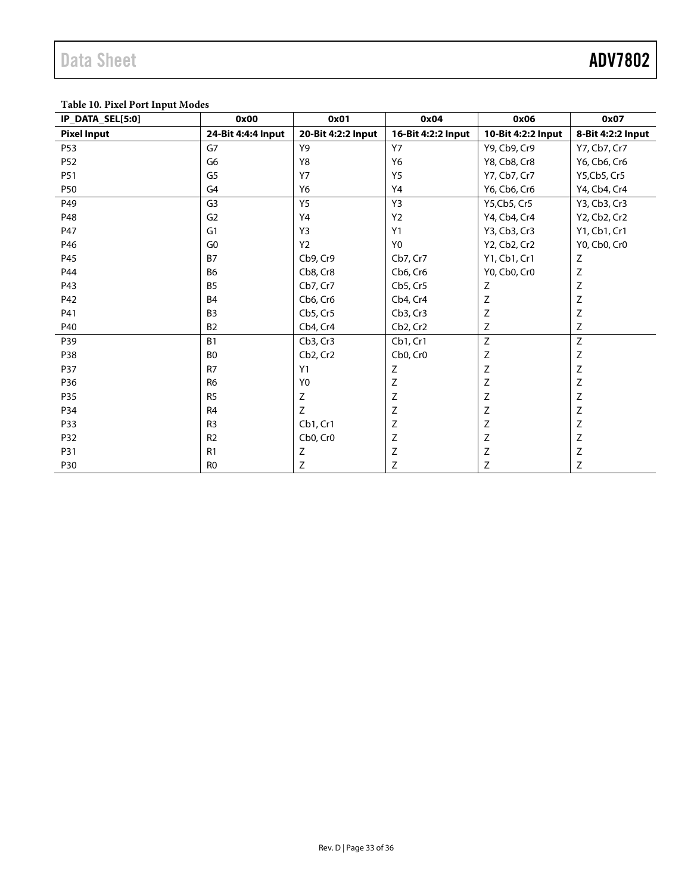**Table 10. Pixel Port Input Modes**

| IP_DATA_SEL[5:0] | 0x00 | 0x01 | 0x04 | 0x06 | 0x07 |
|---|---|---|---|---|---|
| **Pixel Input** | **24-Bit 4:4:4 Input** | **20-Bit 4:2:2 Input** | **16-Bit 4:2:2 Input** | **10-Bit 4:2:2 Input** | **8-Bit 4:2:2 Input** |
| P53 | G7 | Y9 | Y7 | Y9, Cb9, Cr9 | Y7, Cb7, Cr7 |
| P52 | G6 | Y8 | Y6 | Y8, Cb8, Cr8 | Y6, Cb6, Cr6 |
| P51 | G5 | Y7 | Y5 | Y7, Cb7, Cr7 | Y5,Cb5, Cr5 |
| P50 | G4 | Y6 | Y4 | Y6, Cb6, Cr6 | Y4, Cb4, Cr4 |
| P49 | G3 | Y5 | Y3 | Y5,Cb5, Cr5 | Y3, Cb3, Cr3 |
| P48 | G2 | Y4 | Y2 | Y4, Cb4, Cr4 | Y2, Cb2, Cr2 |
| P47 | G1 | Y3 | Y1 | Y3, Cb3, Cr3 | Y1, Cb1, Cr1 |
| P46 | G0 | Y2 | Y0 | Y2, Cb2, Cr2 | Y0, Cb0, Cr0 |
| P45 | B7 | Cb9, Cr9 | Cb7, Cr7 | Y1, Cb1, Cr1 | Z |
| P44 | B6 | Cb8, Cr8 | Cb6, Cr6 | Y0, Cb0, Cr0 | Z |
| P43 | B5 | Cb7, Cr7 | Cb5, Cr5 | Z | Z |
| P42 | B4 | Cb6, Cr6 | Cb4, Cr4 | Z | Z |
| P41 | B3 | Cb5, Cr5 | Cb3, Cr3 | Z | Z |
| P40 | B2 | Cb4, Cr4 | Cb2, Cr2 | Z | Z |
| P39 | B1 | Cb3, Cr3 | Cb1, Cr1 | Z | Z |
| P38 | B0 | Cb2, Cr2 | Cb0, Cr0 | Z | Z |
| P37 | R7 | Y1 | Z | Z | Z |
| P36 | R6 | Y0 | Z | Z | Z |
| P35 | R5 | Z | Z | Z | Z |
| P34 | R4 | Z | Z | Z | Z |
| P33 | R3 | Cb1, Cr1 | Z | Z | Z |
| P32 | R2 | Cb0, Cr0 | Z | Z | Z |
| P31 | R1 | Z | Z | Z | Z |
| P30 | R0 | Z | Z | Z | Z |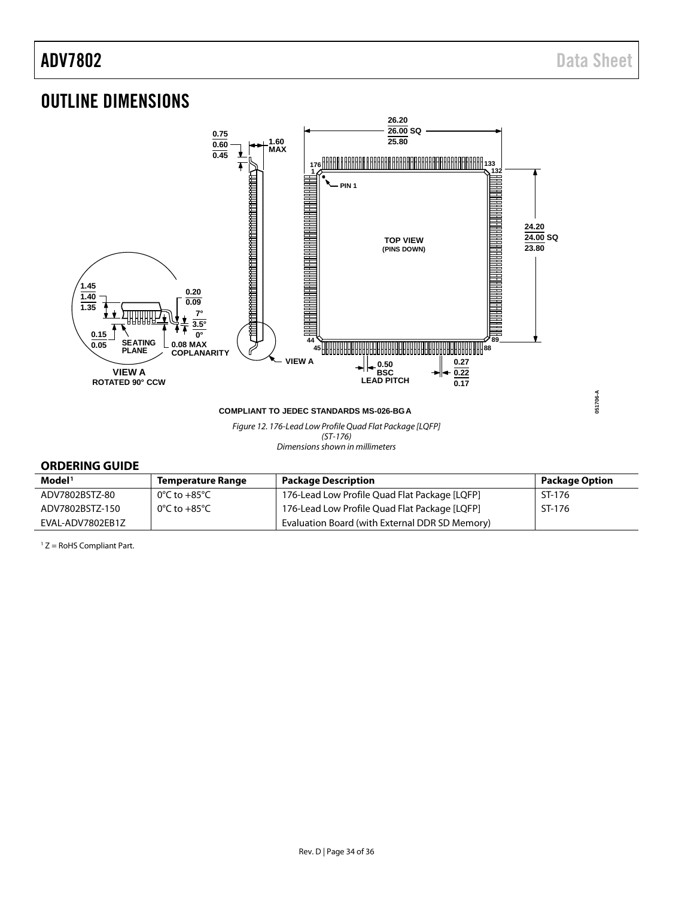# OUTLINE DIMENSIONS

COMPLIANT TO JEDEC STANDARDS MS-026-BGA

*Figure 12. 176-Lead Low Profile Quad Flat Package [LQFP]*
*(ST-176)*
*Dimensions shown in millimeters*

## ORDERING GUIDE

| Model[1] | Temperature Range | Package Description | Package Option |
|---|---|---|---|
| ADV7802BSTZ-80 | 0°C to +85°C | 176-Lead Low Profile Quad Flat Package [LQFP] | ST-176 |
| ADV7802BSTZ-150 | 0°C to +85°C | 176-Lead Low Profile Quad Flat Package [LQFP] | ST-176 |
| EVAL-ADV7802EB1Z | | Evaluation Board (with External DDR SD Memory) | |

[1] Z = RoHS Compliant Part.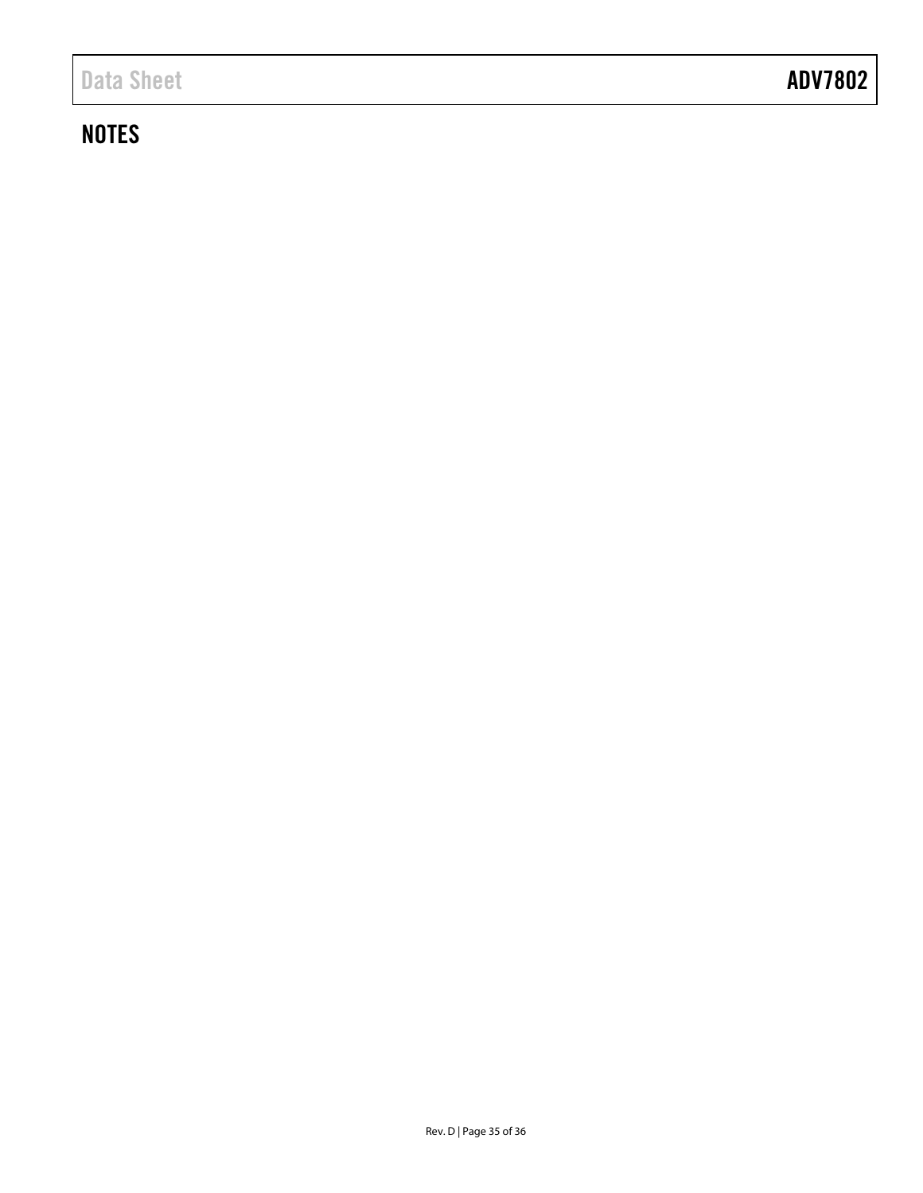## NOTES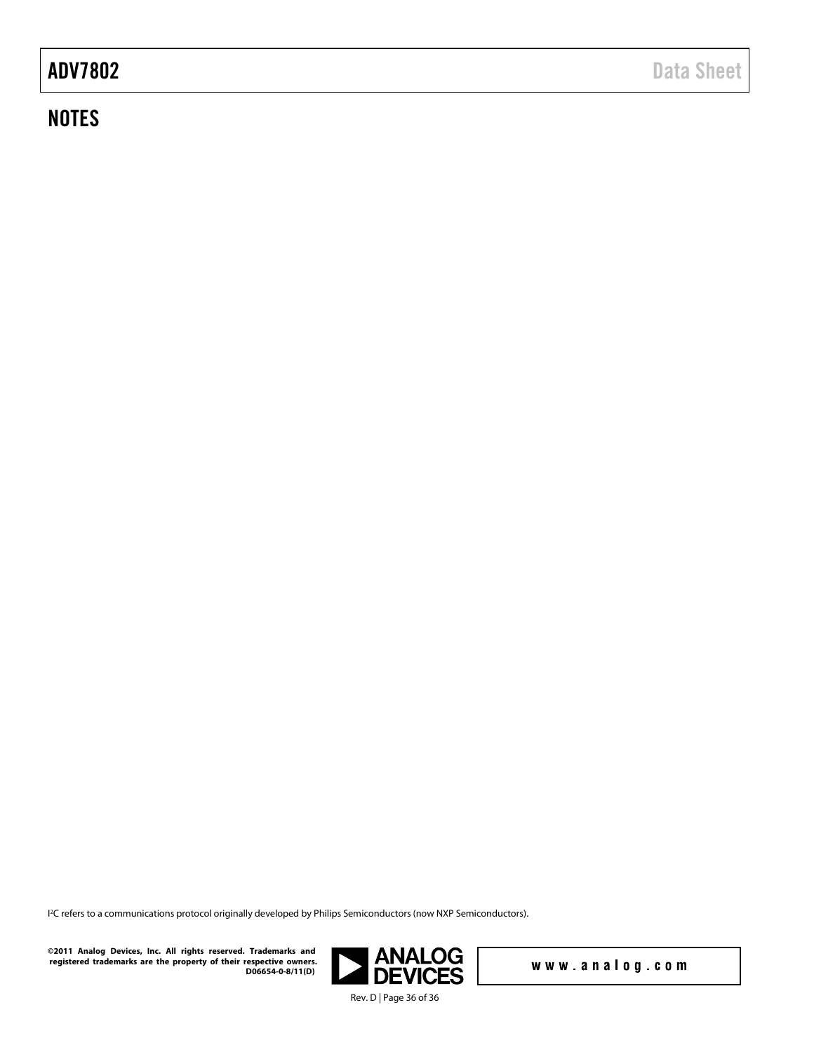## NOTES

I²C refers to a communications protocol originally developed by Philips Semiconductors (now NXP Semiconductors).

**©2011 Analog Devices, Inc. All rights reserved. Trademarks and registered trademarks are the property of their respective owners. D06654-0-8/11(D)**

www.analog.com